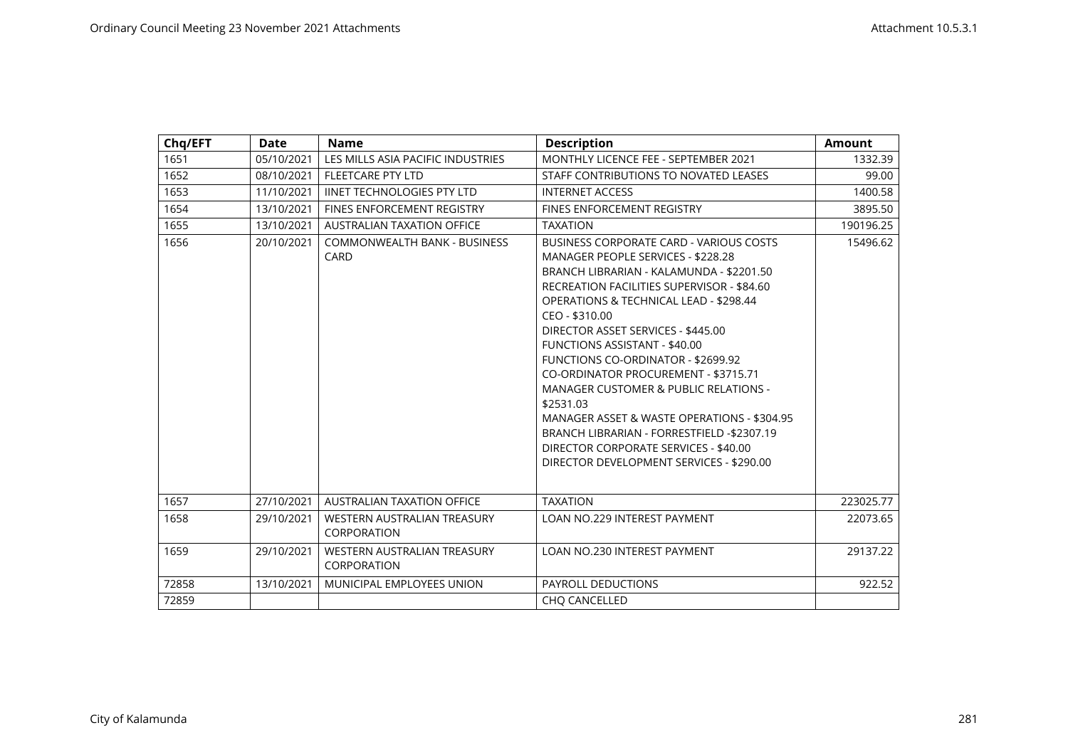| Chq/EFT | Date | Name | Description | Amount |
|---|---|---|---|---|
| 1651 | 05/10/2021 | LES MILLS ASIA PACIFIC INDUSTRIES | MONTHLY LICENCE FEE - SEPTEMBER 2021 | 1332.39 |
| 1652 | 08/10/2021 | FLEETCARE PTY LTD | STAFF CONTRIBUTIONS TO NOVATED LEASES | 99.00 |
| 1653 | 11/10/2021 | IINET TECHNOLOGIES PTY LTD | INTERNET ACCESS | 1400.58 |
| 1654 | 13/10/2021 | FINES ENFORCEMENT REGISTRY | FINES ENFORCEMENT REGISTRY | 3895.50 |
| 1655 | 13/10/2021 | AUSTRALIAN TAXATION OFFICE | TAXATION | 190196.25 |
| 1656 | 20/10/2021 | COMMONWEALTH BANK - BUSINESS CARD | BUSINESS CORPORATE CARD - VARIOUS COSTS<br>MANAGER PEOPLE SERVICES - $228.28<br>BRANCH LIBRARIAN - KALAMUNDA - $2201.50<br>RECREATION FACILITIES SUPERVISOR - $84.60<br>OPERATIONS & TECHNICAL LEAD - $298.44<br>CEO - $310.00<br>DIRECTOR ASSET SERVICES - $445.00<br>FUNCTIONS ASSISTANT - $40.00<br>FUNCTIONS CO-ORDINATOR - $2699.92<br>CO-ORDINATOR PROCUREMENT - $3715.71<br>MANAGER CUSTOMER & PUBLIC RELATIONS - $2531.03<br>MANAGER ASSET & WASTE OPERATIONS - $304.95<br>BRANCH LIBRARIAN - FORRESTFIELD -$2307.19<br>DIRECTOR CORPORATE SERVICES - $40.00<br>DIRECTOR DEVELOPMENT SERVICES - $290.00 | 15496.62 |
| 1657 | 27/10/2021 | AUSTRALIAN TAXATION OFFICE | TAXATION | 223025.77 |
| 1658 | 29/10/2021 | WESTERN AUSTRALIAN TREASURY CORPORATION | LOAN NO.229 INTEREST PAYMENT | 22073.65 |
| 1659 | 29/10/2021 | WESTERN AUSTRALIAN TREASURY CORPORATION | LOAN NO.230 INTEREST PAYMENT | 29137.22 |
| 72858 | 13/10/2021 | MUNICIPAL EMPLOYEES UNION | PAYROLL DEDUCTIONS | 922.52 |
| 72859 | | | CHQ CANCELLED | |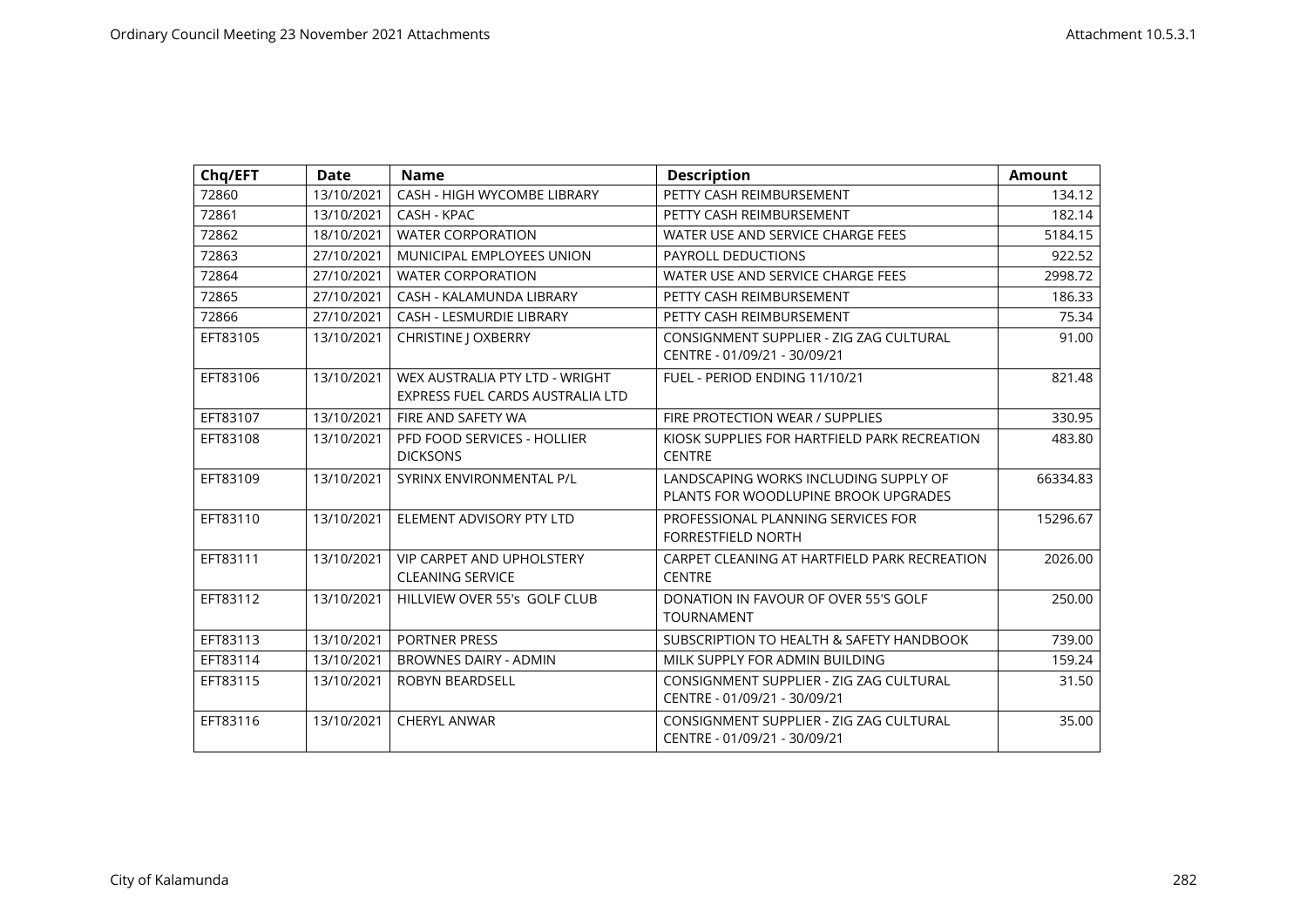| Chq/EFT | Date | Name | Description | Amount |
|---|---|---|---|---|
| 72860 | 13/10/2021 | CASH - HIGH WYCOMBE LIBRARY | PETTY CASH REIMBURSEMENT | 134.12 |
| 72861 | 13/10/2021 | CASH - KPAC | PETTY CASH REIMBURSEMENT | 182.14 |
| 72862 | 18/10/2021 | WATER CORPORATION | WATER USE AND SERVICE CHARGE FEES | 5184.15 |
| 72863 | 27/10/2021 | MUNICIPAL EMPLOYEES UNION | PAYROLL DEDUCTIONS | 922.52 |
| 72864 | 27/10/2021 | WATER CORPORATION | WATER USE AND SERVICE CHARGE FEES | 2998.72 |
| 72865 | 27/10/2021 | CASH - KALAMUNDA LIBRARY | PETTY CASH REIMBURSEMENT | 186.33 |
| 72866 | 27/10/2021 | CASH - LESMURDIE LIBRARY | PETTY CASH REIMBURSEMENT | 75.34 |
| EFT83105 | 13/10/2021 | CHRISTINE J OXBERRY | CONSIGNMENT SUPPLIER - ZIG ZAG CULTURAL CENTRE - 01/09/21 - 30/09/21 | 91.00 |
| EFT83106 | 13/10/2021 | WEX AUSTRALIA PTY LTD - WRIGHT EXPRESS FUEL CARDS AUSTRALIA LTD | FUEL - PERIOD ENDING 11/10/21 | 821.48 |
| EFT83107 | 13/10/2021 | FIRE AND SAFETY WA | FIRE PROTECTION WEAR / SUPPLIES | 330.95 |
| EFT83108 | 13/10/2021 | PFD FOOD SERVICES - HOLLIER DICKSONS | KIOSK SUPPLIES FOR HARTFIELD PARK RECREATION CENTRE | 483.80 |
| EFT83109 | 13/10/2021 | SYRINX ENVIRONMENTAL P/L | LANDSCAPING WORKS INCLUDING SUPPLY OF PLANTS FOR WOODLUPINE BROOK UPGRADES | 66334.83 |
| EFT83110 | 13/10/2021 | ELEMENT ADVISORY PTY LTD | PROFESSIONAL PLANNING SERVICES FOR FORRESTFIELD NORTH | 15296.67 |
| EFT83111 | 13/10/2021 | VIP CARPET AND UPHOLSTERY CLEANING SERVICE | CARPET CLEANING AT HARTFIELD PARK RECREATION CENTRE | 2026.00 |
| EFT83112 | 13/10/2021 | HILLVIEW OVER 55's GOLF CLUB | DONATION IN FAVOUR OF OVER 55'S GOLF TOURNAMENT | 250.00 |
| EFT83113 | 13/10/2021 | PORTNER PRESS | SUBSCRIPTION TO HEALTH & SAFETY HANDBOOK | 739.00 |
| EFT83114 | 13/10/2021 | BROWNES DAIRY - ADMIN | MILK SUPPLY FOR ADMIN BUILDING | 159.24 |
| EFT83115 | 13/10/2021 | ROBYN BEARDSELL | CONSIGNMENT SUPPLIER - ZIG ZAG CULTURAL CENTRE - 01/09/21 - 30/09/21 | 31.50 |
| EFT83116 | 13/10/2021 | CHERYL ANWAR | CONSIGNMENT SUPPLIER - ZIG ZAG CULTURAL CENTRE - 01/09/21 - 30/09/21 | 35.00 |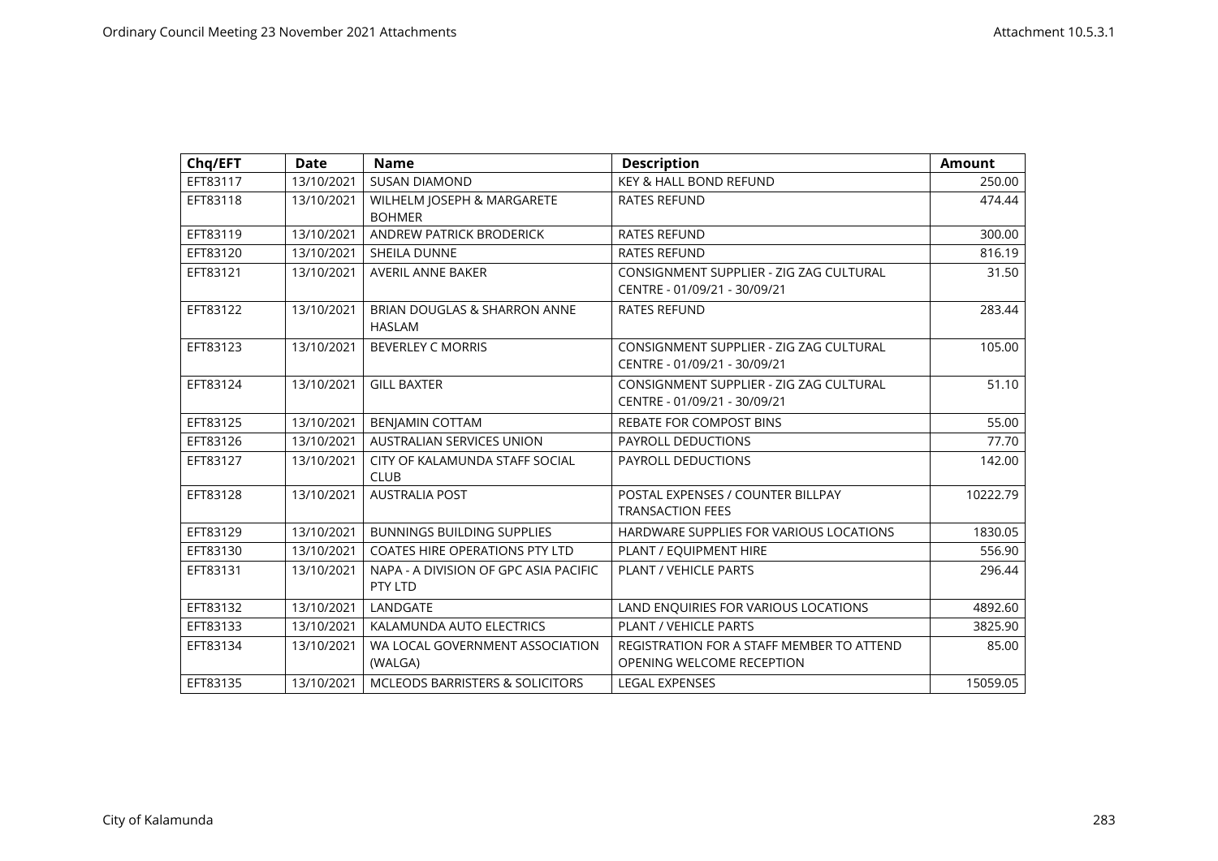| Chq/EFT | Date | Name | Description | Amount |
|---|---|---|---|---|
| EFT83117 | 13/10/2021 | SUSAN DIAMOND | KEY & HALL BOND REFUND | 250.00 |
| EFT83118 | 13/10/2021 | WILHELM JOSEPH & MARGARETE BOHMER | RATES REFUND | 474.44 |
| EFT83119 | 13/10/2021 | ANDREW PATRICK BRODERICK | RATES REFUND | 300.00 |
| EFT83120 | 13/10/2021 | SHEILA DUNNE | RATES REFUND | 816.19 |
| EFT83121 | 13/10/2021 | AVERIL ANNE BAKER | CONSIGNMENT SUPPLIER - ZIG ZAG CULTURAL CENTRE - 01/09/21 - 30/09/21 | 31.50 |
| EFT83122 | 13/10/2021 | BRIAN DOUGLAS & SHARRON ANNE HASLAM | RATES REFUND | 283.44 |
| EFT83123 | 13/10/2021 | BEVERLEY C MORRIS | CONSIGNMENT SUPPLIER - ZIG ZAG CULTURAL CENTRE - 01/09/21 - 30/09/21 | 105.00 |
| EFT83124 | 13/10/2021 | GILL BAXTER | CONSIGNMENT SUPPLIER - ZIG ZAG CULTURAL CENTRE - 01/09/21 - 30/09/21 | 51.10 |
| EFT83125 | 13/10/2021 | BENJAMIN COTTAM | REBATE FOR COMPOST BINS | 55.00 |
| EFT83126 | 13/10/2021 | AUSTRALIAN SERVICES UNION | PAYROLL DEDUCTIONS | 77.70 |
| EFT83127 | 13/10/2021 | CITY OF KALAMUNDA STAFF SOCIAL CLUB | PAYROLL DEDUCTIONS | 142.00 |
| EFT83128 | 13/10/2021 | AUSTRALIA POST | POSTAL EXPENSES / COUNTER BILLPAY TRANSACTION FEES | 10222.79 |
| EFT83129 | 13/10/2021 | BUNNINGS BUILDING SUPPLIES | HARDWARE SUPPLIES FOR VARIOUS LOCATIONS | 1830.05 |
| EFT83130 | 13/10/2021 | COATES HIRE OPERATIONS PTY LTD | PLANT / EQUIPMENT HIRE | 556.90 |
| EFT83131 | 13/10/2021 | NAPA - A DIVISION OF GPC ASIA PACIFIC PTY LTD | PLANT / VEHICLE PARTS | 296.44 |
| EFT83132 | 13/10/2021 | LANDGATE | LAND ENQUIRIES FOR VARIOUS LOCATIONS | 4892.60 |
| EFT83133 | 13/10/2021 | KALAMUNDA AUTO ELECTRICS | PLANT / VEHICLE PARTS | 3825.90 |
| EFT83134 | 13/10/2021 | WA LOCAL GOVERNMENT ASSOCIATION (WALGA) | REGISTRATION FOR A STAFF MEMBER TO ATTEND OPENING WELCOME RECEPTION | 85.00 |
| EFT83135 | 13/10/2021 | MCLEODS BARRISTERS & SOLICITORS | LEGAL EXPENSES | 15059.05 |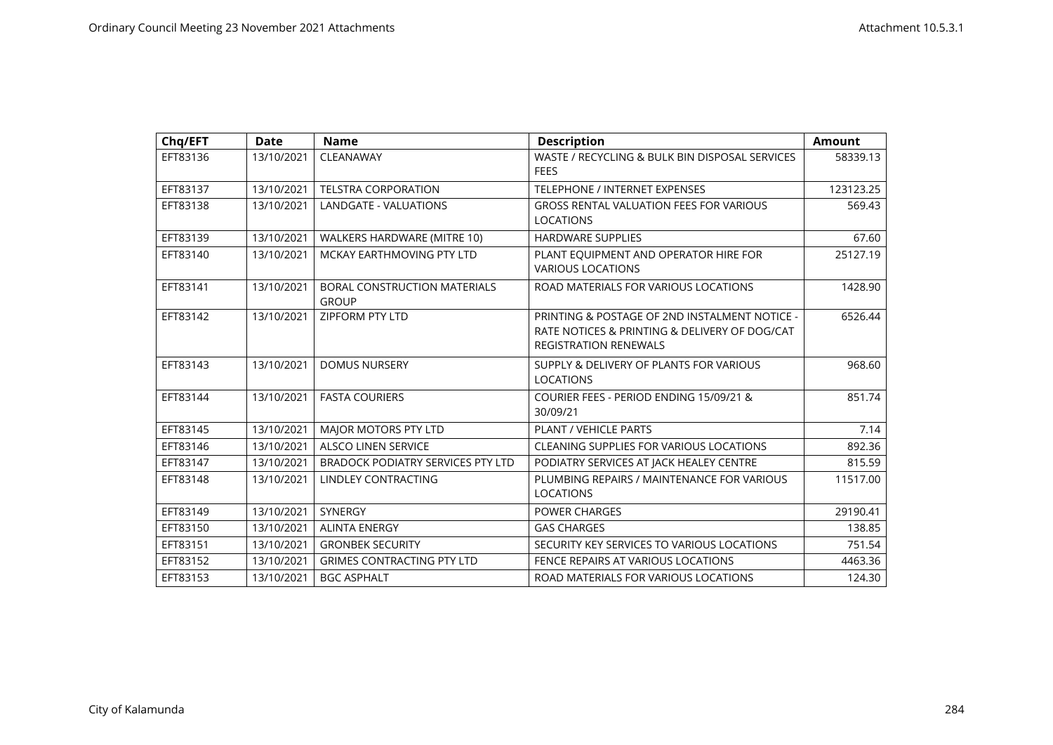| Chq/EFT | Date | Name | Description | Amount |
|---|---|---|---|---|
| EFT83136 | 13/10/2021 | CLEANAWAY | WASTE / RECYCLING & BULK BIN DISPOSAL SERVICES FEES | 58339.13 |
| EFT83137 | 13/10/2021 | TELSTRA CORPORATION | TELEPHONE / INTERNET EXPENSES | 123123.25 |
| EFT83138 | 13/10/2021 | LANDGATE - VALUATIONS | GROSS RENTAL VALUATION FEES FOR VARIOUS LOCATIONS | 569.43 |
| EFT83139 | 13/10/2021 | WALKERS HARDWARE (MITRE 10) | HARDWARE SUPPLIES | 67.60 |
| EFT83140 | 13/10/2021 | MCKAY EARTHMOVING PTY LTD | PLANT EQUIPMENT AND OPERATOR HIRE FOR VARIOUS LOCATIONS | 25127.19 |
| EFT83141 | 13/10/2021 | BORAL CONSTRUCTION MATERIALS GROUP | ROAD MATERIALS FOR VARIOUS LOCATIONS | 1428.90 |
| EFT83142 | 13/10/2021 | ZIPFORM PTY LTD | PRINTING & POSTAGE OF 2ND INSTALMENT NOTICE - RATE NOTICES & PRINTING & DELIVERY OF DOG/CAT REGISTRATION RENEWALS | 6526.44 |
| EFT83143 | 13/10/2021 | DOMUS NURSERY | SUPPLY & DELIVERY OF PLANTS FOR VARIOUS LOCATIONS | 968.60 |
| EFT83144 | 13/10/2021 | FASTA COURIERS | COURIER FEES - PERIOD ENDING 15/09/21 & 30/09/21 | 851.74 |
| EFT83145 | 13/10/2021 | MAJOR MOTORS PTY LTD | PLANT / VEHICLE PARTS | 7.14 |
| EFT83146 | 13/10/2021 | ALSCO LINEN SERVICE | CLEANING SUPPLIES FOR VARIOUS LOCATIONS | 892.36 |
| EFT83147 | 13/10/2021 | BRADOCK PODIATRY SERVICES PTY LTD | PODIATRY SERVICES AT JACK HEALEY CENTRE | 815.59 |
| EFT83148 | 13/10/2021 | LINDLEY CONTRACTING | PLUMBING REPAIRS / MAINTENANCE FOR VARIOUS LOCATIONS | 11517.00 |
| EFT83149 | 13/10/2021 | SYNERGY | POWER CHARGES | 29190.41 |
| EFT83150 | 13/10/2021 | ALINTA ENERGY | GAS CHARGES | 138.85 |
| EFT83151 | 13/10/2021 | GRONBEK SECURITY | SECURITY KEY SERVICES TO VARIOUS LOCATIONS | 751.54 |
| EFT83152 | 13/10/2021 | GRIMES CONTRACTING PTY LTD | FENCE REPAIRS AT VARIOUS LOCATIONS | 4463.36 |
| EFT83153 | 13/10/2021 | BGC ASPHALT | ROAD MATERIALS FOR VARIOUS LOCATIONS | 124.30 |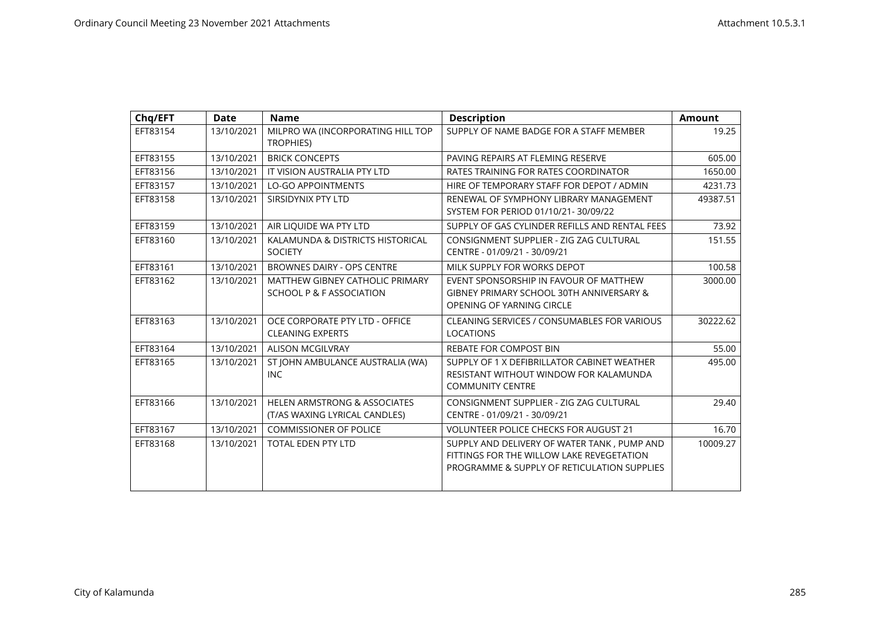| Chq/EFT | Date | Name | Description | Amount |
|---|---|---|---|---|
| EFT83154 | 13/10/2021 | MILPRO WA (INCORPORATING HILL TOP TROPHIES) | SUPPLY OF NAME BADGE FOR A STAFF MEMBER | 19.25 |
| EFT83155 | 13/10/2021 | BRICK CONCEPTS | PAVING REPAIRS AT FLEMING RESERVE | 605.00 |
| EFT83156 | 13/10/2021 | IT VISION AUSTRALIA PTY LTD | RATES TRAINING FOR RATES COORDINATOR | 1650.00 |
| EFT83157 | 13/10/2021 | LO-GO APPOINTMENTS | HIRE OF TEMPORARY STAFF FOR DEPOT / ADMIN | 4231.73 |
| EFT83158 | 13/10/2021 | SIRSIDYNIX PTY LTD | RENEWAL OF SYMPHONY LIBRARY MANAGEMENT SYSTEM FOR PERIOD 01/10/21- 30/09/22 | 49387.51 |
| EFT83159 | 13/10/2021 | AIR LIQUIDE WA PTY LTD | SUPPLY OF GAS CYLINDER REFILLS AND RENTAL FEES | 73.92 |
| EFT83160 | 13/10/2021 | KALAMUNDA & DISTRICTS HISTORICAL SOCIETY | CONSIGNMENT SUPPLIER - ZIG ZAG CULTURAL CENTRE - 01/09/21 - 30/09/21 | 151.55 |
| EFT83161 | 13/10/2021 | BROWNES DAIRY - OPS CENTRE | MILK SUPPLY FOR WORKS DEPOT | 100.58 |
| EFT83162 | 13/10/2021 | MATTHEW GIBNEY CATHOLIC PRIMARY SCHOOL P & F ASSOCIATION | EVENT SPONSORSHIP IN FAVOUR OF MATTHEW GIBNEY PRIMARY SCHOOL 30TH ANNIVERSARY & OPENING OF YARNING CIRCLE | 3000.00 |
| EFT83163 | 13/10/2021 | OCE CORPORATE PTY LTD - OFFICE CLEANING EXPERTS | CLEANING SERVICES / CONSUMABLES FOR VARIOUS LOCATIONS | 30222.62 |
| EFT83164 | 13/10/2021 | ALISON MCGILVRAY | REBATE FOR COMPOST BIN | 55.00 |
| EFT83165 | 13/10/2021 | ST JOHN AMBULANCE AUSTRALIA (WA) INC | SUPPLY OF 1 X DEFIBRILLATOR CABINET WEATHER RESISTANT WITHOUT WINDOW FOR KALAMUNDA COMMUNITY CENTRE | 495.00 |
| EFT83166 | 13/10/2021 | HELEN ARMSTRONG & ASSOCIATES (T/AS WAXING LYRICAL CANDLES) | CONSIGNMENT SUPPLIER - ZIG ZAG CULTURAL CENTRE - 01/09/21 - 30/09/21 | 29.40 |
| EFT83167 | 13/10/2021 | COMMISSIONER OF POLICE | VOLUNTEER POLICE CHECKS FOR AUGUST 21 | 16.70 |
| EFT83168 | 13/10/2021 | TOTAL EDEN PTY LTD | SUPPLY AND DELIVERY OF WATER TANK , PUMP AND FITTINGS FOR THE WILLOW LAKE REVEGETATION PROGRAMME & SUPPLY OF RETICULATION SUPPLIES | 10009.27 |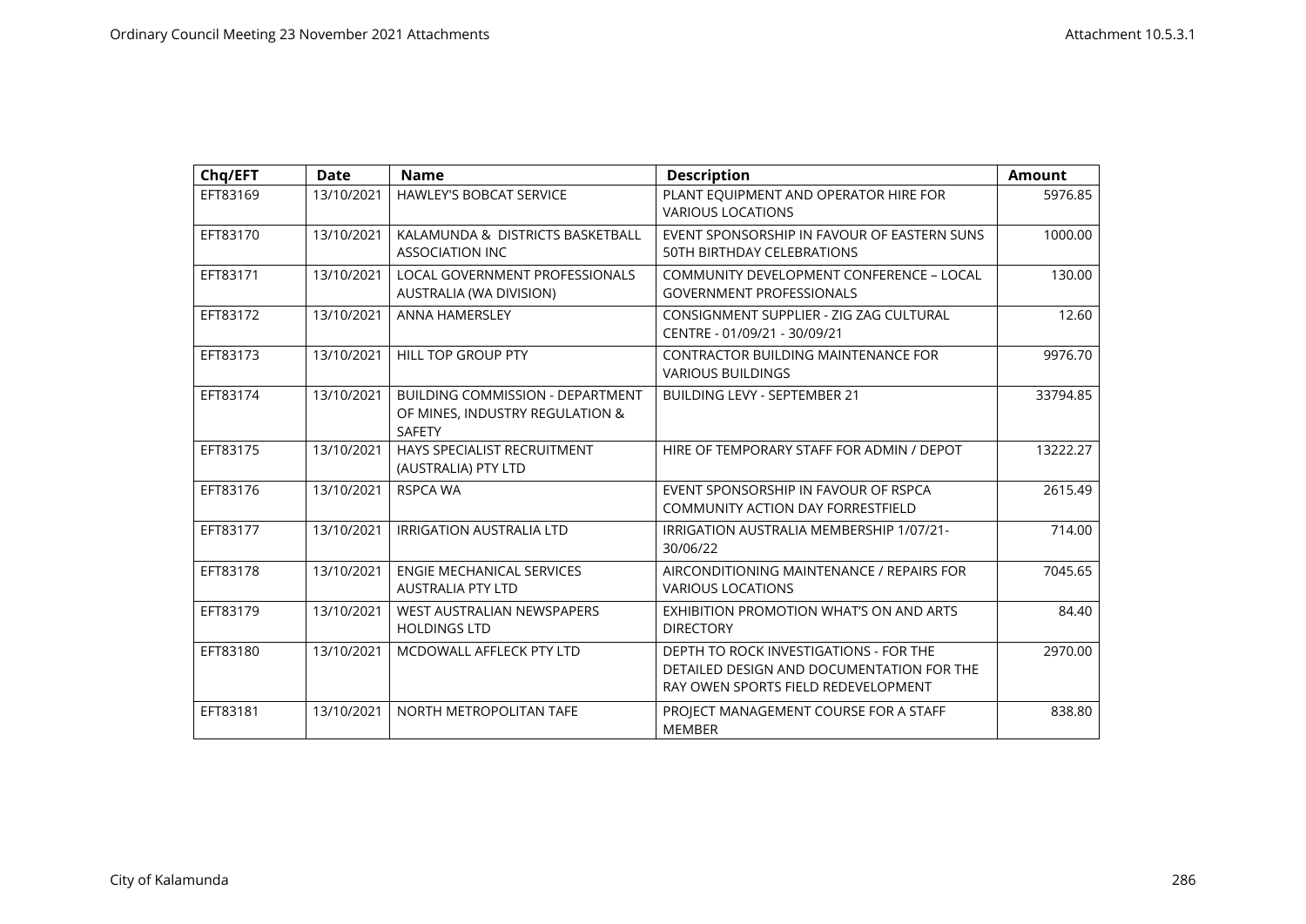| Chq/EFT | Date | Name | Description | Amount |
|---|---|---|---|---|
| EFT83169 | 13/10/2021 | HAWLEY'S BOBCAT SERVICE | PLANT EQUIPMENT AND OPERATOR HIRE FOR VARIOUS LOCATIONS | 5976.85 |
| EFT83170 | 13/10/2021 | KALAMUNDA & DISTRICTS BASKETBALL ASSOCIATION INC | EVENT SPONSORSHIP IN FAVOUR OF EASTERN SUNS 50TH BIRTHDAY CELEBRATIONS | 1000.00 |
| EFT83171 | 13/10/2021 | LOCAL GOVERNMENT PROFESSIONALS AUSTRALIA (WA DIVISION) | COMMUNITY DEVELOPMENT CONFERENCE – LOCAL GOVERNMENT PROFESSIONALS | 130.00 |
| EFT83172 | 13/10/2021 | ANNA HAMERSLEY | CONSIGNMENT SUPPLIER - ZIG ZAG CULTURAL CENTRE - 01/09/21 - 30/09/21 | 12.60 |
| EFT83173 | 13/10/2021 | HILL TOP GROUP PTY | CONTRACTOR BUILDING MAINTENANCE FOR VARIOUS BUILDINGS | 9976.70 |
| EFT83174 | 13/10/2021 | BUILDING COMMISSION - DEPARTMENT OF MINES, INDUSTRY REGULATION & SAFETY | BUILDING LEVY - SEPTEMBER 21 | 33794.85 |
| EFT83175 | 13/10/2021 | HAYS SPECIALIST RECRUITMENT (AUSTRALIA) PTY LTD | HIRE OF TEMPORARY STAFF FOR ADMIN / DEPOT | 13222.27 |
| EFT83176 | 13/10/2021 | RSPCA WA | EVENT SPONSORSHIP IN FAVOUR OF RSPCA COMMUNITY ACTION DAY FORRESTFIELD | 2615.49 |
| EFT83177 | 13/10/2021 | IRRIGATION AUSTRALIA LTD | IRRIGATION AUSTRALIA MEMBERSHIP 1/07/21-30/06/22 | 714.00 |
| EFT83178 | 13/10/2021 | ENGIE MECHANICAL SERVICES AUSTRALIA PTY LTD | AIRCONDITIONING MAINTENANCE / REPAIRS FOR VARIOUS LOCATIONS | 7045.65 |
| EFT83179 | 13/10/2021 | WEST AUSTRALIAN NEWSPAPERS HOLDINGS LTD | EXHIBITION PROMOTION WHAT'S ON AND ARTS DIRECTORY | 84.40 |
| EFT83180 | 13/10/2021 | MCDOWALL AFFLECK PTY LTD | DEPTH TO ROCK INVESTIGATIONS - FOR THE DETAILED DESIGN AND DOCUMENTATION FOR THE RAY OWEN SPORTS FIELD REDEVELOPMENT | 2970.00 |
| EFT83181 | 13/10/2021 | NORTH METROPOLITAN TAFE | PROJECT MANAGEMENT COURSE FOR A STAFF MEMBER | 838.80 |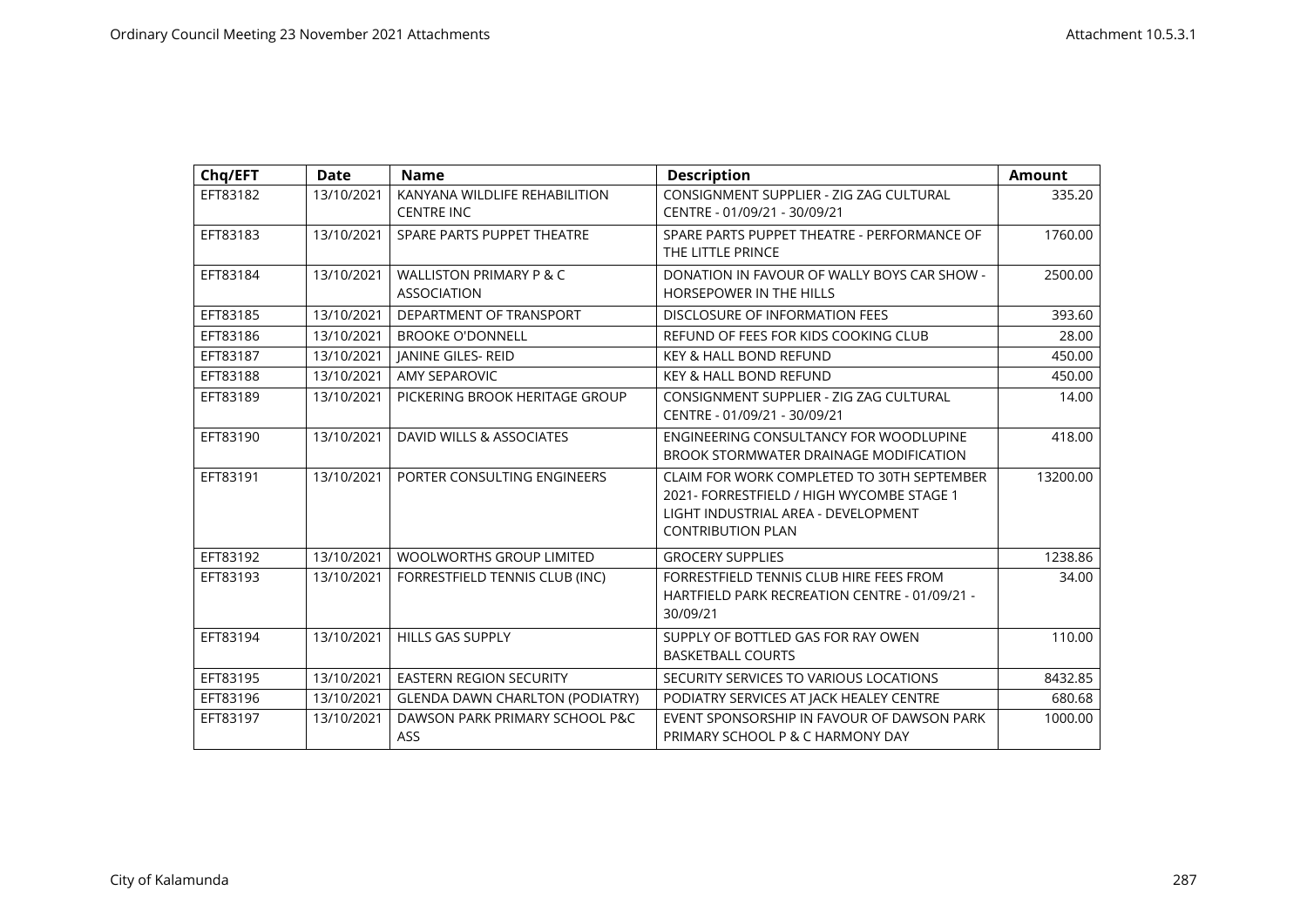| Chq/EFT | Date | Name | Description | Amount |
|---|---|---|---|---|
| EFT83182 | 13/10/2021 | KANYANA WILDLIFE REHABILITION CENTRE INC | CONSIGNMENT SUPPLIER - ZIG ZAG CULTURAL CENTRE - 01/09/21 - 30/09/21 | 335.20 |
| EFT83183 | 13/10/2021 | SPARE PARTS PUPPET THEATRE | SPARE PARTS PUPPET THEATRE - PERFORMANCE OF THE LITTLE PRINCE | 1760.00 |
| EFT83184 | 13/10/2021 | WALLISTON PRIMARY P & C ASSOCIATION | DONATION IN FAVOUR OF WALLY BOYS CAR SHOW - HORSEPOWER IN THE HILLS | 2500.00 |
| EFT83185 | 13/10/2021 | DEPARTMENT OF TRANSPORT | DISCLOSURE OF INFORMATION FEES | 393.60 |
| EFT83186 | 13/10/2021 | BROOKE O'DONNELL | REFUND OF FEES FOR KIDS COOKING CLUB | 28.00 |
| EFT83187 | 13/10/2021 | JANINE GILES- REID | KEY & HALL BOND REFUND | 450.00 |
| EFT83188 | 13/10/2021 | AMY SEPAROVIC | KEY & HALL BOND REFUND | 450.00 |
| EFT83189 | 13/10/2021 | PICKERING BROOK HERITAGE GROUP | CONSIGNMENT SUPPLIER - ZIG ZAG CULTURAL CENTRE - 01/09/21 - 30/09/21 | 14.00 |
| EFT83190 | 13/10/2021 | DAVID WILLS & ASSOCIATES | ENGINEERING CONSULTANCY FOR WOODLUPINE BROOK STORMWATER DRAINAGE MODIFICATION | 418.00 |
| EFT83191 | 13/10/2021 | PORTER CONSULTING ENGINEERS | CLAIM FOR WORK COMPLETED TO 30TH SEPTEMBER 2021- FORRESTFIELD / HIGH WYCOMBE STAGE 1 LIGHT INDUSTRIAL AREA - DEVELOPMENT CONTRIBUTION PLAN | 13200.00 |
| EFT83192 | 13/10/2021 | WOOLWORTHS GROUP LIMITED | GROCERY SUPPLIES | 1238.86 |
| EFT83193 | 13/10/2021 | FORRESTFIELD TENNIS CLUB (INC) | FORRESTFIELD TENNIS CLUB HIRE FEES FROM HARTFIELD PARK RECREATION CENTRE - 01/09/21 - 30/09/21 | 34.00 |
| EFT83194 | 13/10/2021 | HILLS GAS SUPPLY | SUPPLY OF BOTTLED GAS FOR RAY OWEN BASKETBALL COURTS | 110.00 |
| EFT83195 | 13/10/2021 | EASTERN REGION SECURITY | SECURITY SERVICES TO VARIOUS LOCATIONS | 8432.85 |
| EFT83196 | 13/10/2021 | GLENDA DAWN CHARLTON (PODIATRY) | PODIATRY SERVICES AT JACK HEALEY CENTRE | 680.68 |
| EFT83197 | 13/10/2021 | DAWSON PARK PRIMARY SCHOOL P&C ASS | EVENT SPONSORSHIP IN FAVOUR OF DAWSON PARK PRIMARY SCHOOL P & C HARMONY DAY | 1000.00 |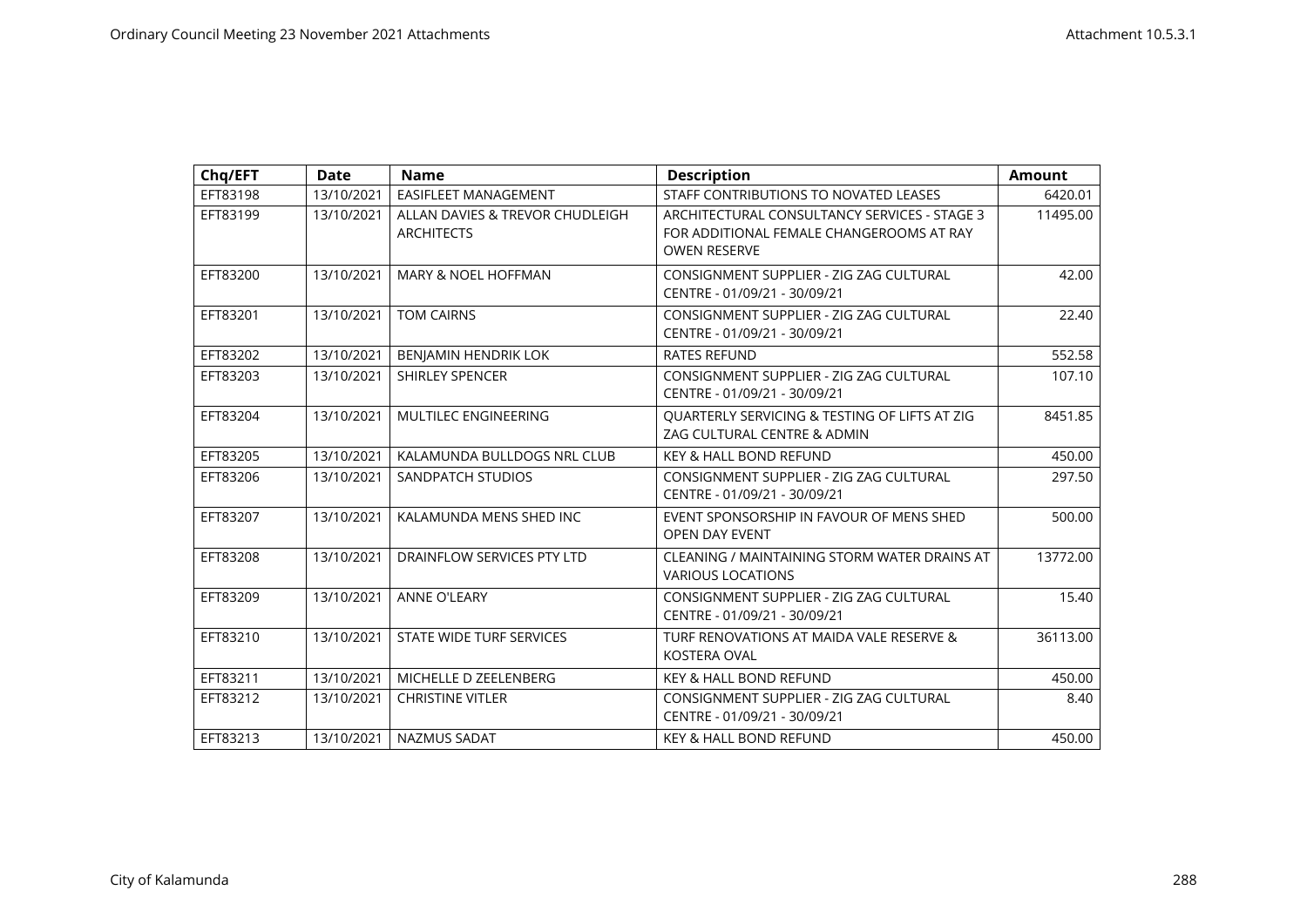| Chq/EFT | Date | Name | Description | Amount |
|---|---|---|---|---|
| EFT83198 | 13/10/2021 | EASIFLEET MANAGEMENT | STAFF CONTRIBUTIONS TO NOVATED LEASES | 6420.01 |
| EFT83199 | 13/10/2021 | ALLAN DAVIES & TREVOR CHUDLEIGH ARCHITECTS | ARCHITECTURAL CONSULTANCY SERVICES - STAGE 3 FOR ADDITIONAL FEMALE CHANGEROOMS AT RAY OWEN RESERVE | 11495.00 |
| EFT83200 | 13/10/2021 | MARY & NOEL HOFFMAN | CONSIGNMENT SUPPLIER - ZIG ZAG CULTURAL CENTRE - 01/09/21 - 30/09/21 | 42.00 |
| EFT83201 | 13/10/2021 | TOM CAIRNS | CONSIGNMENT SUPPLIER - ZIG ZAG CULTURAL CENTRE - 01/09/21 - 30/09/21 | 22.40 |
| EFT83202 | 13/10/2021 | BENJAMIN HENDRIK LOK | RATES REFUND | 552.58 |
| EFT83203 | 13/10/2021 | SHIRLEY SPENCER | CONSIGNMENT SUPPLIER - ZIG ZAG CULTURAL CENTRE - 01/09/21 - 30/09/21 | 107.10 |
| EFT83204 | 13/10/2021 | MULTILEC ENGINEERING | QUARTERLY SERVICING & TESTING OF LIFTS AT ZIG ZAG CULTURAL CENTRE & ADMIN | 8451.85 |
| EFT83205 | 13/10/2021 | KALAMUNDA BULLDOGS NRL CLUB | KEY & HALL BOND REFUND | 450.00 |
| EFT83206 | 13/10/2021 | SANDPATCH STUDIOS | CONSIGNMENT SUPPLIER - ZIG ZAG CULTURAL CENTRE - 01/09/21 - 30/09/21 | 297.50 |
| EFT83207 | 13/10/2021 | KALAMUNDA MENS SHED INC | EVENT SPONSORSHIP IN FAVOUR OF MENS SHED OPEN DAY EVENT | 500.00 |
| EFT83208 | 13/10/2021 | DRAINFLOW SERVICES PTY LTD | CLEANING / MAINTAINING STORM WATER DRAINS AT VARIOUS LOCATIONS | 13772.00 |
| EFT83209 | 13/10/2021 | ANNE O'LEARY | CONSIGNMENT SUPPLIER - ZIG ZAG CULTURAL CENTRE - 01/09/21 - 30/09/21 | 15.40 |
| EFT83210 | 13/10/2021 | STATE WIDE TURF SERVICES | TURF RENOVATIONS AT MAIDA VALE RESERVE & KOSTERA OVAL | 36113.00 |
| EFT83211 | 13/10/2021 | MICHELLE D ZEELENBERG | KEY & HALL BOND REFUND | 450.00 |
| EFT83212 | 13/10/2021 | CHRISTINE VITLER | CONSIGNMENT SUPPLIER - ZIG ZAG CULTURAL CENTRE - 01/09/21 - 30/09/21 | 8.40 |
| EFT83213 | 13/10/2021 | NAZMUS SADAT | KEY & HALL BOND REFUND | 450.00 |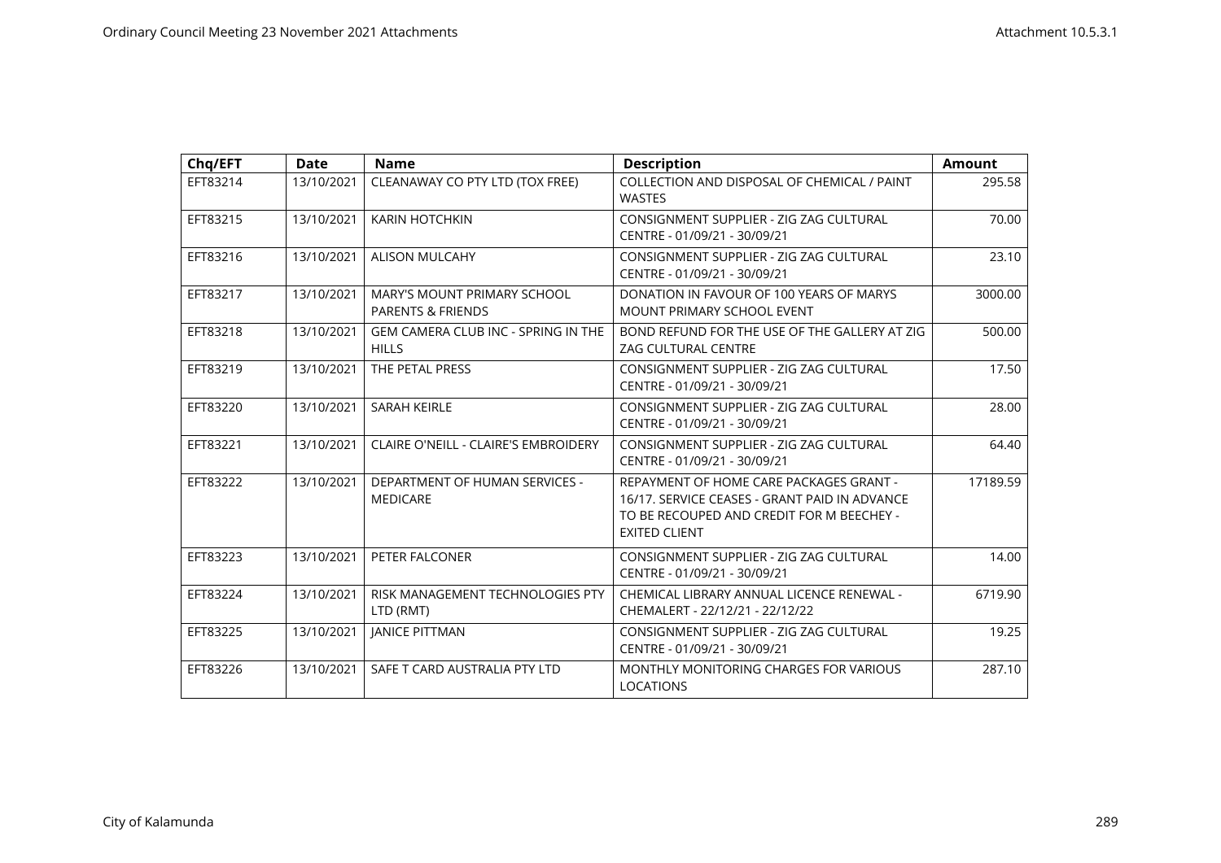| Chq/EFT | Date | Name | Description | Amount |
|---|---|---|---|---|
| EFT83214 | 13/10/2021 | CLEANAWAY CO PTY LTD (TOX FREE) | COLLECTION AND DISPOSAL OF CHEMICAL / PAINT WASTES | 295.58 |
| EFT83215 | 13/10/2021 | KARIN HOTCHKIN | CONSIGNMENT SUPPLIER - ZIG ZAG CULTURAL CENTRE - 01/09/21 - 30/09/21 | 70.00 |
| EFT83216 | 13/10/2021 | ALISON MULCAHY | CONSIGNMENT SUPPLIER - ZIG ZAG CULTURAL CENTRE - 01/09/21 - 30/09/21 | 23.10 |
| EFT83217 | 13/10/2021 | MARY'S MOUNT PRIMARY SCHOOL PARENTS & FRIENDS | DONATION IN FAVOUR OF 100 YEARS OF MARYS MOUNT PRIMARY SCHOOL EVENT | 3000.00 |
| EFT83218 | 13/10/2021 | GEM CAMERA CLUB INC - SPRING IN THE HILLS | BOND REFUND FOR THE USE OF THE GALLERY AT ZIG ZAG CULTURAL CENTRE | 500.00 |
| EFT83219 | 13/10/2021 | THE PETAL PRESS | CONSIGNMENT SUPPLIER - ZIG ZAG CULTURAL CENTRE - 01/09/21 - 30/09/21 | 17.50 |
| EFT83220 | 13/10/2021 | SARAH KEIRLE | CONSIGNMENT SUPPLIER - ZIG ZAG CULTURAL CENTRE - 01/09/21 - 30/09/21 | 28.00 |
| EFT83221 | 13/10/2021 | CLAIRE O'NEILL - CLAIRE'S EMBROIDERY | CONSIGNMENT SUPPLIER - ZIG ZAG CULTURAL CENTRE - 01/09/21 - 30/09/21 | 64.40 |
| EFT83222 | 13/10/2021 | DEPARTMENT OF HUMAN SERVICES - MEDICARE | REPAYMENT OF HOME CARE PACKAGES GRANT - 16/17. SERVICE CEASES - GRANT PAID IN ADVANCE TO BE RECOUPED AND CREDIT FOR M BEECHEY - EXITED CLIENT | 17189.59 |
| EFT83223 | 13/10/2021 | PETER FALCONER | CONSIGNMENT SUPPLIER - ZIG ZAG CULTURAL CENTRE - 01/09/21 - 30/09/21 | 14.00 |
| EFT83224 | 13/10/2021 | RISK MANAGEMENT TECHNOLOGIES PTY LTD (RMT) | CHEMICAL LIBRARY ANNUAL LICENCE RENEWAL - CHEMALERT - 22/12/21 - 22/12/22 | 6719.90 |
| EFT83225 | 13/10/2021 | JANICE PITTMAN | CONSIGNMENT SUPPLIER - ZIG ZAG CULTURAL CENTRE - 01/09/21 - 30/09/21 | 19.25 |
| EFT83226 | 13/10/2021 | SAFE T CARD AUSTRALIA PTY LTD | MONTHLY MONITORING CHARGES FOR VARIOUS LOCATIONS | 287.10 |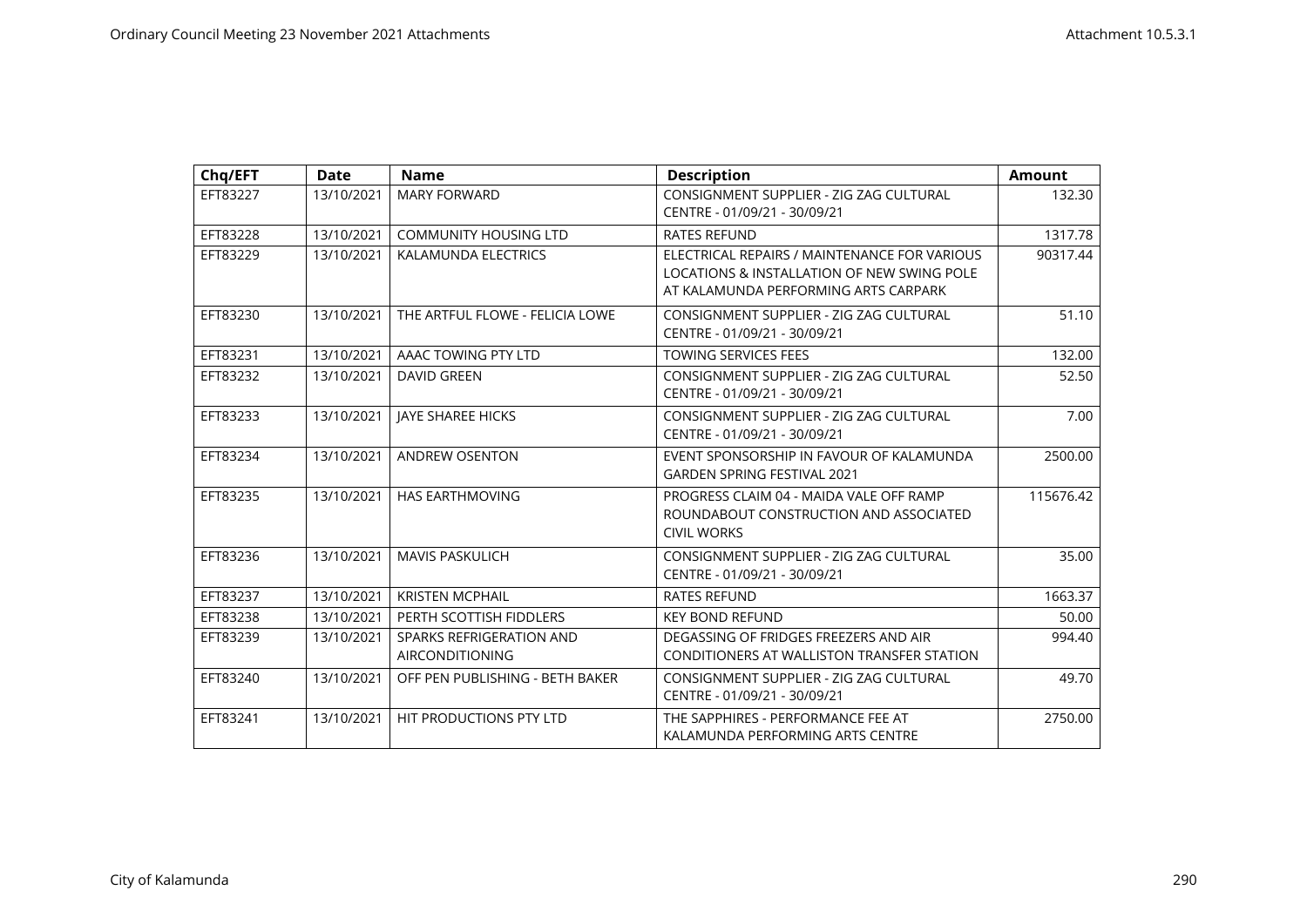| Chq/EFT | Date | Name | Description | Amount |
|---|---|---|---|---|
| EFT83227 | 13/10/2021 | MARY FORWARD | CONSIGNMENT SUPPLIER - ZIG ZAG CULTURAL CENTRE - 01/09/21 - 30/09/21 | 132.30 |
| EFT83228 | 13/10/2021 | COMMUNITY HOUSING LTD | RATES REFUND | 1317.78 |
| EFT83229 | 13/10/2021 | KALAMUNDA ELECTRICS | ELECTRICAL REPAIRS / MAINTENANCE FOR VARIOUS LOCATIONS & INSTALLATION OF NEW SWING POLE AT KALAMUNDA PERFORMING ARTS CARPARK | 90317.44 |
| EFT83230 | 13/10/2021 | THE ARTFUL FLOWE - FELICIA LOWE | CONSIGNMENT SUPPLIER - ZIG ZAG CULTURAL CENTRE - 01/09/21 - 30/09/21 | 51.10 |
| EFT83231 | 13/10/2021 | AAAC TOWING PTY LTD | TOWING SERVICES FEES | 132.00 |
| EFT83232 | 13/10/2021 | DAVID GREEN | CONSIGNMENT SUPPLIER - ZIG ZAG CULTURAL CENTRE - 01/09/21 - 30/09/21 | 52.50 |
| EFT83233 | 13/10/2021 | JAYE SHAREE HICKS | CONSIGNMENT SUPPLIER - ZIG ZAG CULTURAL CENTRE - 01/09/21 - 30/09/21 | 7.00 |
| EFT83234 | 13/10/2021 | ANDREW OSENTON | EVENT SPONSORSHIP IN FAVOUR OF KALAMUNDA GARDEN SPRING FESTIVAL 2021 | 2500.00 |
| EFT83235 | 13/10/2021 | HAS EARTHMOVING | PROGRESS CLAIM 04 - MAIDA VALE OFF RAMP ROUNDABOUT CONSTRUCTION AND ASSOCIATED CIVIL WORKS | 115676.42 |
| EFT83236 | 13/10/2021 | MAVIS PASKULICH | CONSIGNMENT SUPPLIER - ZIG ZAG CULTURAL CENTRE - 01/09/21 - 30/09/21 | 35.00 |
| EFT83237 | 13/10/2021 | KRISTEN MCPHAIL | RATES REFUND | 1663.37 |
| EFT83238 | 13/10/2021 | PERTH SCOTTISH FIDDLERS | KEY BOND REFUND | 50.00 |
| EFT83239 | 13/10/2021 | SPARKS REFRIGERATION AND AIRCONDITIONING | DEGASSING OF FRIDGES FREEZERS AND AIR CONDITIONERS AT WALLISTON TRANSFER STATION | 994.40 |
| EFT83240 | 13/10/2021 | OFF PEN PUBLISHING - BETH BAKER | CONSIGNMENT SUPPLIER - ZIG ZAG CULTURAL CENTRE - 01/09/21 - 30/09/21 | 49.70 |
| EFT83241 | 13/10/2021 | HIT PRODUCTIONS PTY LTD | THE SAPPHIRES - PERFORMANCE FEE AT KALAMUNDA PERFORMING ARTS CENTRE | 2750.00 |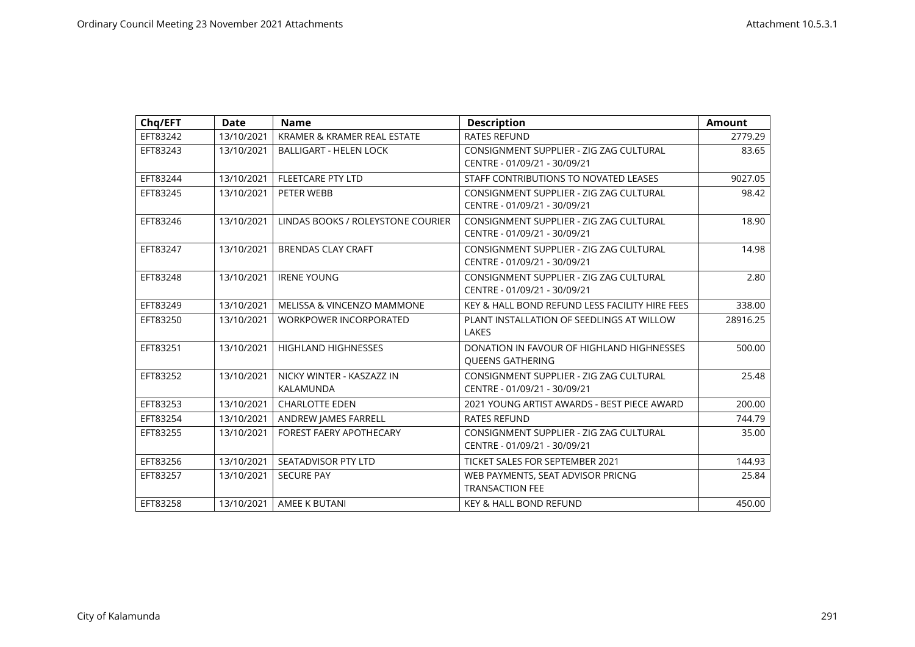| Chq/EFT | Date | Name | Description | Amount |
|---|---|---|---|---|
| EFT83242 | 13/10/2021 | KRAMER & KRAMER REAL ESTATE | RATES REFUND | 2779.29 |
| EFT83243 | 13/10/2021 | BALLIGART - HELEN LOCK | CONSIGNMENT SUPPLIER - ZIG ZAG CULTURAL CENTRE - 01/09/21 - 30/09/21 | 83.65 |
| EFT83244 | 13/10/2021 | FLEETCARE PTY LTD | STAFF CONTRIBUTIONS TO NOVATED LEASES | 9027.05 |
| EFT83245 | 13/10/2021 | PETER WEBB | CONSIGNMENT SUPPLIER - ZIG ZAG CULTURAL CENTRE - 01/09/21 - 30/09/21 | 98.42 |
| EFT83246 | 13/10/2021 | LINDAS BOOKS / ROLEYSTONE COURIER | CONSIGNMENT SUPPLIER - ZIG ZAG CULTURAL CENTRE - 01/09/21 - 30/09/21 | 18.90 |
| EFT83247 | 13/10/2021 | BRENDAS CLAY CRAFT | CONSIGNMENT SUPPLIER - ZIG ZAG CULTURAL CENTRE - 01/09/21 - 30/09/21 | 14.98 |
| EFT83248 | 13/10/2021 | IRENE YOUNG | CONSIGNMENT SUPPLIER - ZIG ZAG CULTURAL CENTRE - 01/09/21 - 30/09/21 | 2.80 |
| EFT83249 | 13/10/2021 | MELISSA & VINCENZO MAMMONE | KEY & HALL BOND REFUND LESS FACILITY HIRE FEES | 338.00 |
| EFT83250 | 13/10/2021 | WORKPOWER INCORPORATED | PLANT INSTALLATION OF SEEDLINGS AT WILLOW LAKES | 28916.25 |
| EFT83251 | 13/10/2021 | HIGHLAND HIGHNESSES | DONATION IN FAVOUR OF HIGHLAND HIGHNESSES QUEENS GATHERING | 500.00 |
| EFT83252 | 13/10/2021 | NICKY WINTER - KASZAZZ IN KALAMUNDA | CONSIGNMENT SUPPLIER - ZIG ZAG CULTURAL CENTRE - 01/09/21 - 30/09/21 | 25.48 |
| EFT83253 | 13/10/2021 | CHARLOTTE EDEN | 2021 YOUNG ARTIST AWARDS - BEST PIECE AWARD | 200.00 |
| EFT83254 | 13/10/2021 | ANDREW JAMES FARRELL | RATES REFUND | 744.79 |
| EFT83255 | 13/10/2021 | FOREST FAERY APOTHECARY | CONSIGNMENT SUPPLIER - ZIG ZAG CULTURAL CENTRE - 01/09/21 - 30/09/21 | 35.00 |
| EFT83256 | 13/10/2021 | SEATADVISOR PTY LTD | TICKET SALES FOR SEPTEMBER 2021 | 144.93 |
| EFT83257 | 13/10/2021 | SECURE PAY | WEB PAYMENTS, SEAT ADVISOR PRICNG TRANSACTION FEE | 25.84 |
| EFT83258 | 13/10/2021 | AMEE K BUTANI | KEY & HALL BOND REFUND | 450.00 |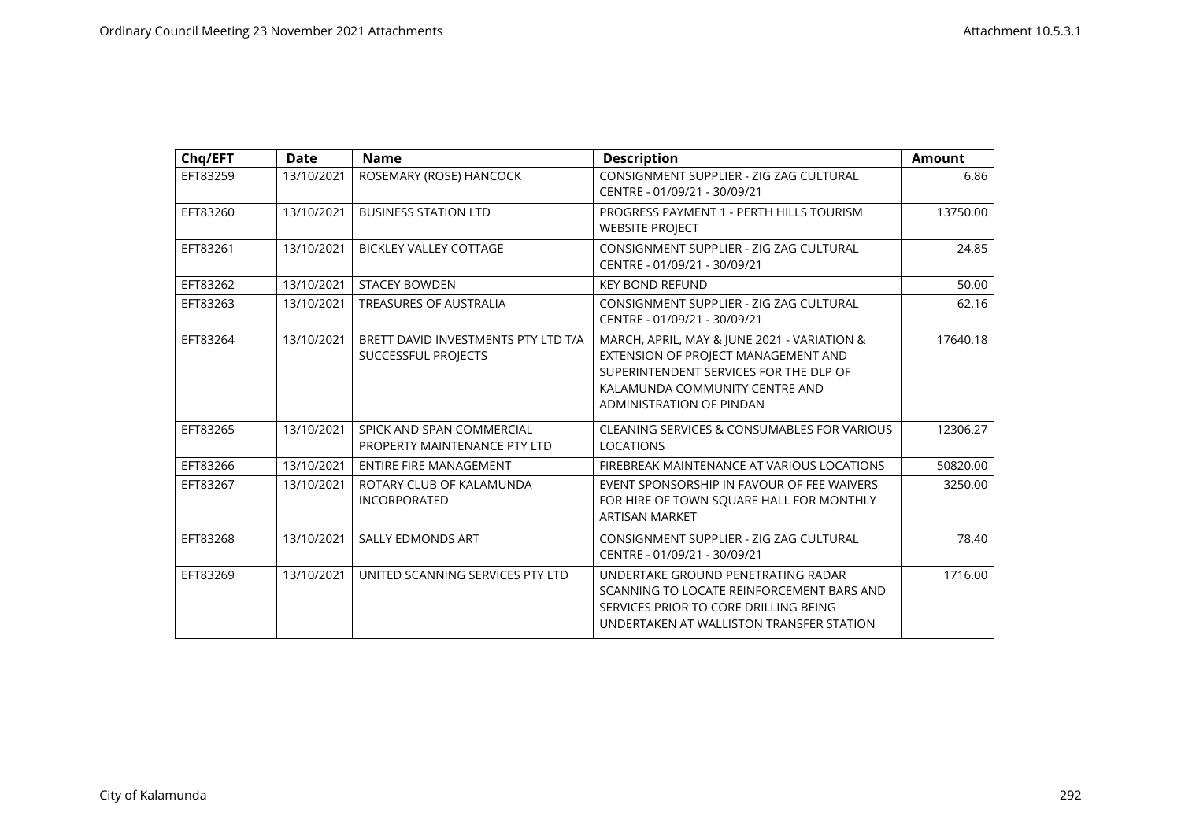| Chq/EFT | Date | Name | Description | Amount |
|---|---|---|---|---|
| EFT83259 | 13/10/2021 | ROSEMARY (ROSE) HANCOCK | CONSIGNMENT SUPPLIER - ZIG ZAG CULTURAL CENTRE - 01/09/21 - 30/09/21 | 6.86 |
| EFT83260 | 13/10/2021 | BUSINESS STATION LTD | PROGRESS PAYMENT 1 - PERTH HILLS TOURISM WEBSITE PROJECT | 13750.00 |
| EFT83261 | 13/10/2021 | BICKLEY VALLEY COTTAGE | CONSIGNMENT SUPPLIER - ZIG ZAG CULTURAL CENTRE - 01/09/21 - 30/09/21 | 24.85 |
| EFT83262 | 13/10/2021 | STACEY BOWDEN | KEY BOND REFUND | 50.00 |
| EFT83263 | 13/10/2021 | TREASURES OF AUSTRALIA | CONSIGNMENT SUPPLIER - ZIG ZAG CULTURAL CENTRE - 01/09/21 - 30/09/21 | 62.16 |
| EFT83264 | 13/10/2021 | BRETT DAVID INVESTMENTS PTY LTD T/A SUCCESSFUL PROJECTS | MARCH, APRIL, MAY & JUNE 2021 - VARIATION & EXTENSION OF PROJECT MANAGEMENT AND SUPERINTENDENT SERVICES FOR THE DLP OF KALAMUNDA COMMUNITY CENTRE AND ADMINISTRATION OF PINDAN | 17640.18 |
| EFT83265 | 13/10/2021 | SPICK AND SPAN COMMERCIAL PROPERTY MAINTENANCE PTY LTD | CLEANING SERVICES & CONSUMABLES FOR VARIOUS LOCATIONS | 12306.27 |
| EFT83266 | 13/10/2021 | ENTIRE FIRE MANAGEMENT | FIREBREAK MAINTENANCE AT VARIOUS LOCATIONS | 50820.00 |
| EFT83267 | 13/10/2021 | ROTARY CLUB OF KALAMUNDA INCORPORATED | EVENT SPONSORSHIP IN FAVOUR OF FEE WAIVERS FOR HIRE OF TOWN SQUARE HALL FOR MONTHLY ARTISAN MARKET | 3250.00 |
| EFT83268 | 13/10/2021 | SALLY EDMONDS ART | CONSIGNMENT SUPPLIER - ZIG ZAG CULTURAL CENTRE - 01/09/21 - 30/09/21 | 78.40 |
| EFT83269 | 13/10/2021 | UNITED SCANNING SERVICES PTY LTD | UNDERTAKE GROUND PENETRATING RADAR SCANNING TO LOCATE REINFORCEMENT BARS AND SERVICES PRIOR TO CORE DRILLING BEING UNDERTAKEN AT WALLISTON TRANSFER STATION | 1716.00 |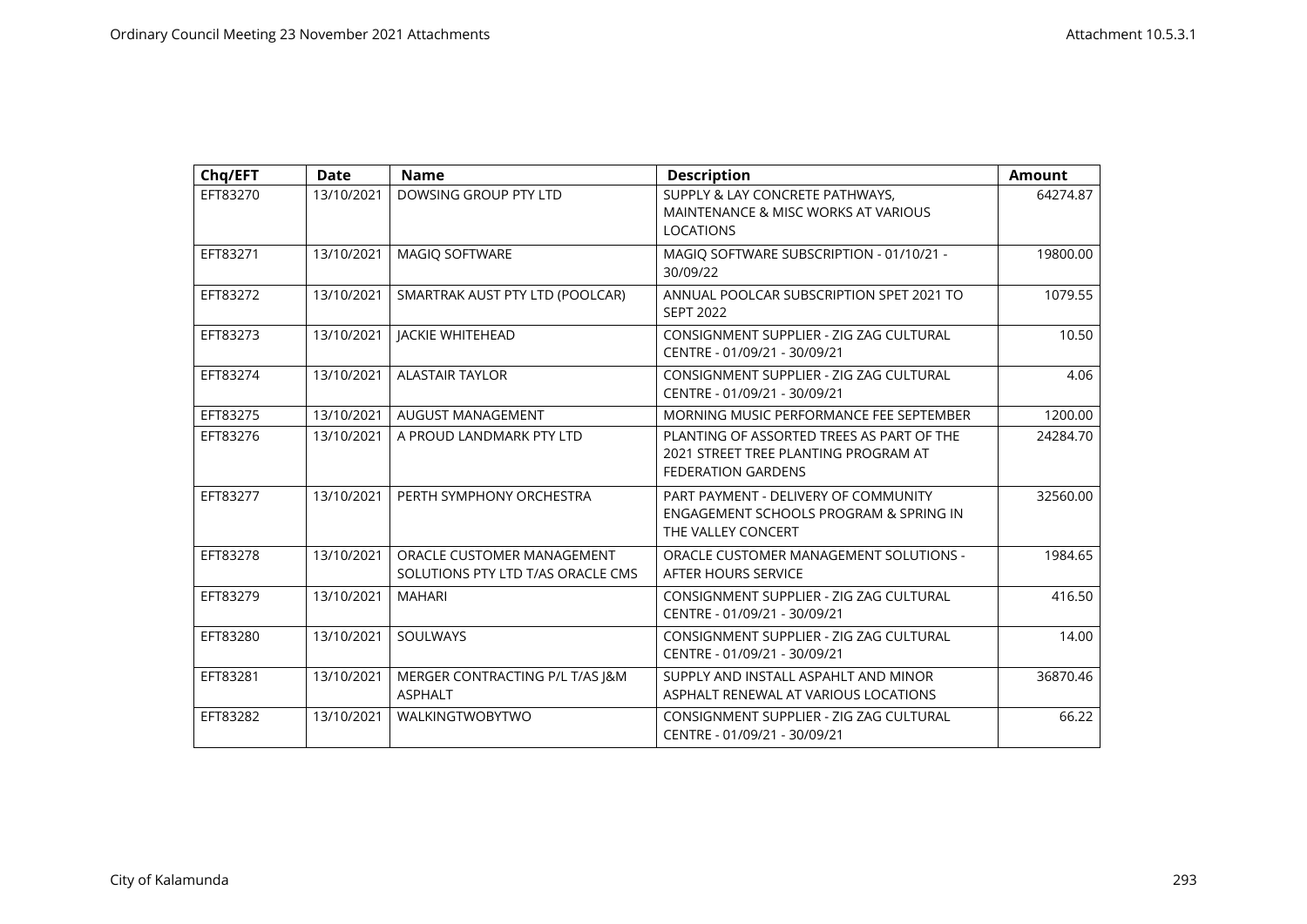| Chq/EFT | Date | Name | Description | Amount |
|---|---|---|---|---|
| EFT83270 | 13/10/2021 | DOWSING GROUP PTY LTD | SUPPLY & LAY CONCRETE PATHWAYS, MAINTENANCE & MISC WORKS AT VARIOUS LOCATIONS | 64274.87 |
| EFT83271 | 13/10/2021 | MAGIQ SOFTWARE | MAGIQ SOFTWARE SUBSCRIPTION - 01/10/21 - 30/09/22 | 19800.00 |
| EFT83272 | 13/10/2021 | SMARTRAK AUST PTY LTD (POOLCAR) | ANNUAL POOLCAR SUBSCRIPTION SPET 2021 TO SEPT 2022 | 1079.55 |
| EFT83273 | 13/10/2021 | JACKIE WHITEHEAD | CONSIGNMENT SUPPLIER - ZIG ZAG CULTURAL CENTRE - 01/09/21 - 30/09/21 | 10.50 |
| EFT83274 | 13/10/2021 | ALASTAIR TAYLOR | CONSIGNMENT SUPPLIER - ZIG ZAG CULTURAL CENTRE - 01/09/21 - 30/09/21 | 4.06 |
| EFT83275 | 13/10/2021 | AUGUST MANAGEMENT | MORNING MUSIC PERFORMANCE FEE SEPTEMBER | 1200.00 |
| EFT83276 | 13/10/2021 | A PROUD LANDMARK PTY LTD | PLANTING OF ASSORTED TREES AS PART OF THE 2021 STREET TREE PLANTING PROGRAM AT FEDERATION GARDENS | 24284.70 |
| EFT83277 | 13/10/2021 | PERTH SYMPHONY ORCHESTRA | PART PAYMENT - DELIVERY OF COMMUNITY ENGAGEMENT SCHOOLS PROGRAM & SPRING IN THE VALLEY CONCERT | 32560.00 |
| EFT83278 | 13/10/2021 | ORACLE CUSTOMER MANAGEMENT SOLUTIONS PTY LTD T/AS ORACLE CMS | ORACLE CUSTOMER MANAGEMENT SOLUTIONS - AFTER HOURS SERVICE | 1984.65 |
| EFT83279 | 13/10/2021 | MAHARI | CONSIGNMENT SUPPLIER - ZIG ZAG CULTURAL CENTRE - 01/09/21 - 30/09/21 | 416.50 |
| EFT83280 | 13/10/2021 | SOULWAYS | CONSIGNMENT SUPPLIER - ZIG ZAG CULTURAL CENTRE - 01/09/21 - 30/09/21 | 14.00 |
| EFT83281 | 13/10/2021 | MERGER CONTRACTING P/L T/AS J&M ASPHALT | SUPPLY AND INSTALL ASPAHLT AND MINOR ASPHALT RENEWAL AT VARIOUS LOCATIONS | 36870.46 |
| EFT83282 | 13/10/2021 | WALKINGTWOBYTWO | CONSIGNMENT SUPPLIER - ZIG ZAG CULTURAL CENTRE - 01/09/21 - 30/09/21 | 66.22 |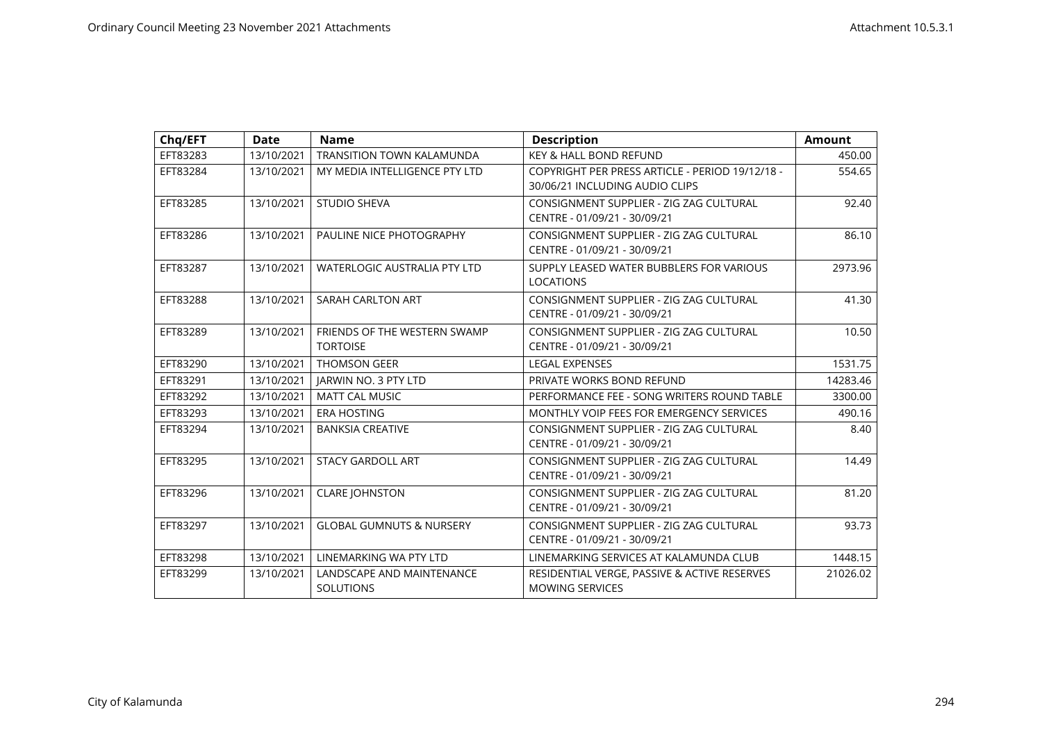| Chq/EFT | Date | Name | Description | Amount |
|---|---|---|---|---|
| EFT83283 | 13/10/2021 | TRANSITION TOWN KALAMUNDA | KEY & HALL BOND REFUND | 450.00 |
| EFT83284 | 13/10/2021 | MY MEDIA INTELLIGENCE PTY LTD | COPYRIGHT PER PRESS ARTICLE - PERIOD 19/12/18 - 30/06/21 INCLUDING AUDIO CLIPS | 554.65 |
| EFT83285 | 13/10/2021 | STUDIO SHEVA | CONSIGNMENT SUPPLIER - ZIG ZAG CULTURAL CENTRE - 01/09/21 - 30/09/21 | 92.40 |
| EFT83286 | 13/10/2021 | PAULINE NICE PHOTOGRAPHY | CONSIGNMENT SUPPLIER - ZIG ZAG CULTURAL CENTRE - 01/09/21 - 30/09/21 | 86.10 |
| EFT83287 | 13/10/2021 | WATERLOGIC AUSTRALIA PTY LTD | SUPPLY LEASED WATER BUBBLERS FOR VARIOUS LOCATIONS | 2973.96 |
| EFT83288 | 13/10/2021 | SARAH CARLTON ART | CONSIGNMENT SUPPLIER - ZIG ZAG CULTURAL CENTRE - 01/09/21 - 30/09/21 | 41.30 |
| EFT83289 | 13/10/2021 | FRIENDS OF THE WESTERN SWAMP TORTOISE | CONSIGNMENT SUPPLIER - ZIG ZAG CULTURAL CENTRE - 01/09/21 - 30/09/21 | 10.50 |
| EFT83290 | 13/10/2021 | THOMSON GEER | LEGAL EXPENSES | 1531.75 |
| EFT83291 | 13/10/2021 | JARWIN NO. 3 PTY LTD | PRIVATE WORKS BOND REFUND | 14283.46 |
| EFT83292 | 13/10/2021 | MATT CAL MUSIC | PERFORMANCE FEE - SONG WRITERS ROUND TABLE | 3300.00 |
| EFT83293 | 13/10/2021 | ERA HOSTING | MONTHLY VOIP FEES FOR EMERGENCY SERVICES | 490.16 |
| EFT83294 | 13/10/2021 | BANKSIA CREATIVE | CONSIGNMENT SUPPLIER - ZIG ZAG CULTURAL CENTRE - 01/09/21 - 30/09/21 | 8.40 |
| EFT83295 | 13/10/2021 | STACY GARDOLL ART | CONSIGNMENT SUPPLIER - ZIG ZAG CULTURAL CENTRE - 01/09/21 - 30/09/21 | 14.49 |
| EFT83296 | 13/10/2021 | CLARE JOHNSTON | CONSIGNMENT SUPPLIER - ZIG ZAG CULTURAL CENTRE - 01/09/21 - 30/09/21 | 81.20 |
| EFT83297 | 13/10/2021 | GLOBAL GUMNUTS & NURSERY | CONSIGNMENT SUPPLIER - ZIG ZAG CULTURAL CENTRE - 01/09/21 - 30/09/21 | 93.73 |
| EFT83298 | 13/10/2021 | LINEMARKING WA PTY LTD | LINEMARKING SERVICES AT KALAMUNDA CLUB | 1448.15 |
| EFT83299 | 13/10/2021 | LANDSCAPE AND MAINTENANCE SOLUTIONS | RESIDENTIAL VERGE, PASSIVE & ACTIVE RESERVES MOWING SERVICES | 21026.02 |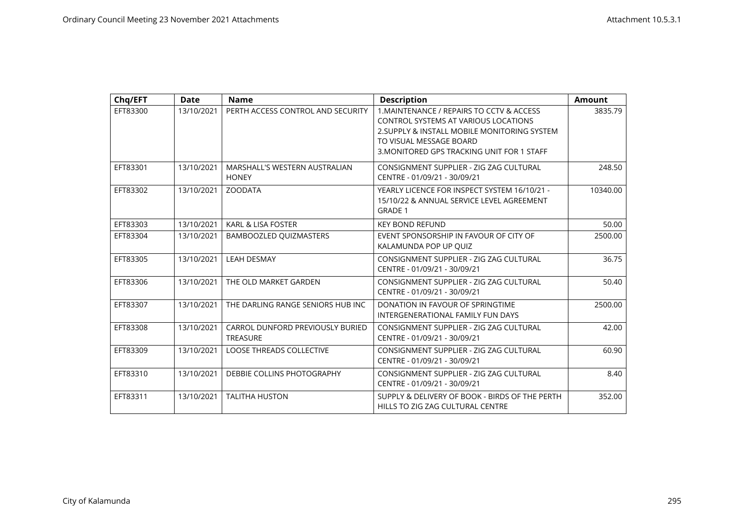| Chq/EFT | Date | Name | Description | Amount |
|---|---|---|---|---|
| EFT83300 | 13/10/2021 | PERTH ACCESS CONTROL AND SECURITY | 1.MAINTENANCE / REPAIRS TO CCTV & ACCESS CONTROL SYSTEMS AT VARIOUS LOCATIONS 2.SUPPLY & INSTALL MOBILE MONITORING SYSTEM TO VISUAL MESSAGE BOARD 3.MONITORED GPS TRACKING UNIT FOR 1 STAFF | 3835.79 |
| EFT83301 | 13/10/2021 | MARSHALL'S WESTERN AUSTRALIAN HONEY | CONSIGNMENT SUPPLIER - ZIG ZAG CULTURAL CENTRE - 01/09/21 - 30/09/21 | 248.50 |
| EFT83302 | 13/10/2021 | ZOODATA | YEARLY LICENCE FOR INSPECT SYSTEM 16/10/21 - 15/10/22 & ANNUAL SERVICE LEVEL AGREEMENT GRADE 1 | 10340.00 |
| EFT83303 | 13/10/2021 | KARL & LISA FOSTER | KEY BOND REFUND | 50.00 |
| EFT83304 | 13/10/2021 | BAMBOOZLED QUIZMASTERS | EVENT SPONSORSHIP IN FAVOUR OF CITY OF KALAMUNDA POP UP QUIZ | 2500.00 |
| EFT83305 | 13/10/2021 | LEAH DESMAY | CONSIGNMENT SUPPLIER - ZIG ZAG CULTURAL CENTRE - 01/09/21 - 30/09/21 | 36.75 |
| EFT83306 | 13/10/2021 | THE OLD MARKET GARDEN | CONSIGNMENT SUPPLIER - ZIG ZAG CULTURAL CENTRE - 01/09/21 - 30/09/21 | 50.40 |
| EFT83307 | 13/10/2021 | THE DARLING RANGE SENIORS HUB INC | DONATION IN FAVOUR OF SPRINGTIME INTERGENERATIONAL FAMILY FUN DAYS | 2500.00 |
| EFT83308 | 13/10/2021 | CARROL DUNFORD PREVIOUSLY BURIED TREASURE | CONSIGNMENT SUPPLIER - ZIG ZAG CULTURAL CENTRE - 01/09/21 - 30/09/21 | 42.00 |
| EFT83309 | 13/10/2021 | LOOSE THREADS COLLECTIVE | CONSIGNMENT SUPPLIER - ZIG ZAG CULTURAL CENTRE - 01/09/21 - 30/09/21 | 60.90 |
| EFT83310 | 13/10/2021 | DEBBIE COLLINS PHOTOGRAPHY | CONSIGNMENT SUPPLIER - ZIG ZAG CULTURAL CENTRE - 01/09/21 - 30/09/21 | 8.40 |
| EFT83311 | 13/10/2021 | TALITHA HUSTON | SUPPLY & DELIVERY OF BOOK - BIRDS OF THE PERTH HILLS TO ZIG ZAG CULTURAL CENTRE | 352.00 |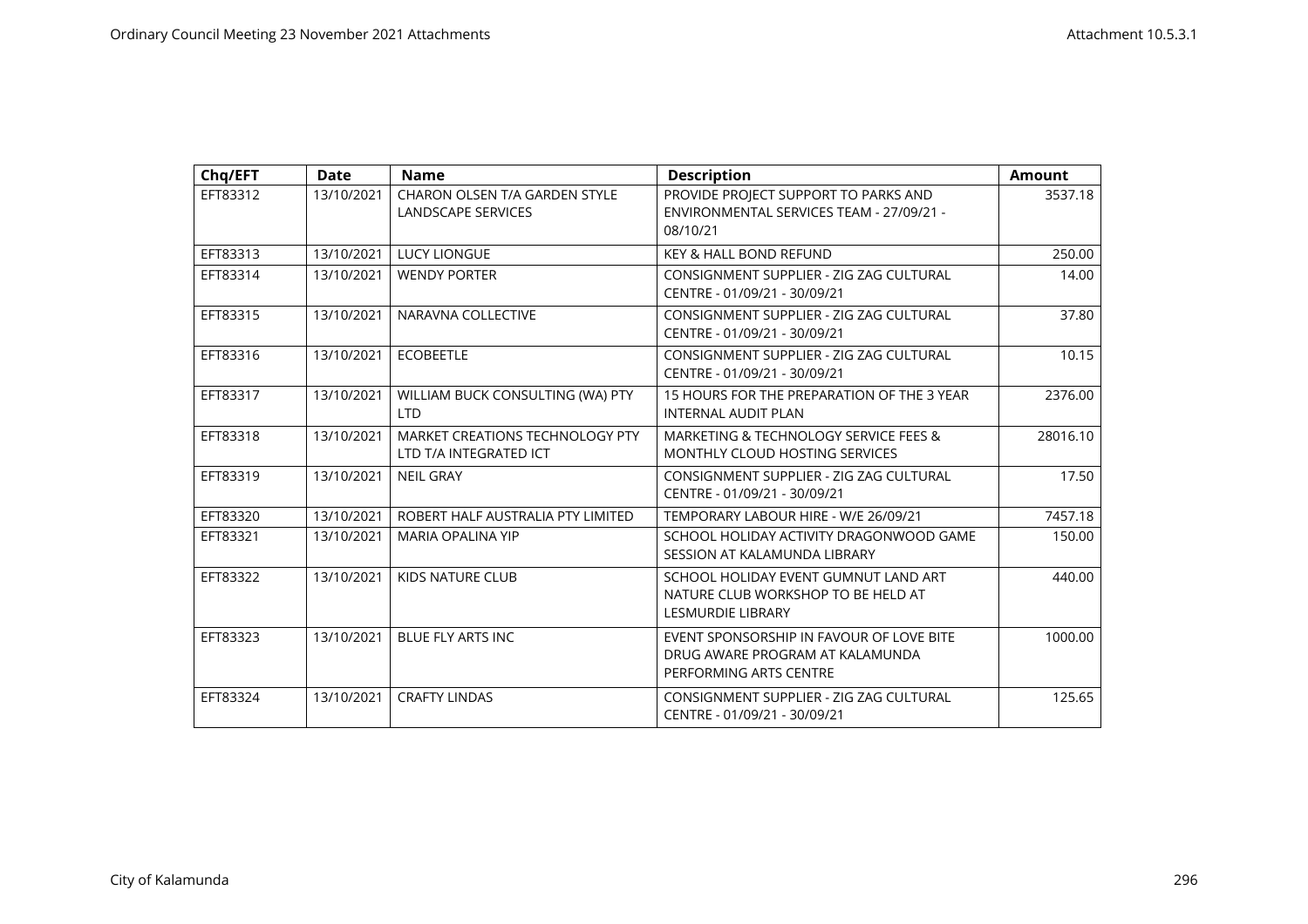| Chq/EFT | Date | Name | Description | Amount |
|---|---|---|---|---|
| EFT83312 | 13/10/2021 | CHARON OLSEN T/A GARDEN STYLE LANDSCAPE SERVICES | PROVIDE PROJECT SUPPORT TO PARKS AND ENVIRONMENTAL SERVICES TEAM - 27/09/21 - 08/10/21 | 3537.18 |
| EFT83313 | 13/10/2021 | LUCY LIONGUE | KEY & HALL BOND REFUND | 250.00 |
| EFT83314 | 13/10/2021 | WENDY PORTER | CONSIGNMENT SUPPLIER - ZIG ZAG CULTURAL CENTRE - 01/09/21 - 30/09/21 | 14.00 |
| EFT83315 | 13/10/2021 | NARAVNA COLLECTIVE | CONSIGNMENT SUPPLIER - ZIG ZAG CULTURAL CENTRE - 01/09/21 - 30/09/21 | 37.80 |
| EFT83316 | 13/10/2021 | ECOBEETLE | CONSIGNMENT SUPPLIER - ZIG ZAG CULTURAL CENTRE - 01/09/21 - 30/09/21 | 10.15 |
| EFT83317 | 13/10/2021 | WILLIAM BUCK CONSULTING (WA) PTY LTD | 15 HOURS FOR THE PREPARATION OF THE 3 YEAR INTERNAL AUDIT PLAN | 2376.00 |
| EFT83318 | 13/10/2021 | MARKET CREATIONS TECHNOLOGY PTY LTD T/A INTEGRATED ICT | MARKETING & TECHNOLOGY SERVICE FEES & MONTHLY CLOUD HOSTING SERVICES | 28016.10 |
| EFT83319 | 13/10/2021 | NEIL GRAY | CONSIGNMENT SUPPLIER - ZIG ZAG CULTURAL CENTRE - 01/09/21 - 30/09/21 | 17.50 |
| EFT83320 | 13/10/2021 | ROBERT HALF AUSTRALIA PTY LIMITED | TEMPORARY LABOUR HIRE - W/E 26/09/21 | 7457.18 |
| EFT83321 | 13/10/2021 | MARIA OPALINA YIP | SCHOOL HOLIDAY ACTIVITY DRAGONWOOD GAME SESSION AT KALAMUNDA LIBRARY | 150.00 |
| EFT83322 | 13/10/2021 | KIDS NATURE CLUB | SCHOOL HOLIDAY EVENT GUMNUT LAND ART NATURE CLUB WORKSHOP TO BE HELD AT LESMURDIE LIBRARY | 440.00 |
| EFT83323 | 13/10/2021 | BLUE FLY ARTS INC | EVENT SPONSORSHIP IN FAVOUR OF LOVE BITE DRUG AWARE PROGRAM AT KALAMUNDA PERFORMING ARTS CENTRE | 1000.00 |
| EFT83324 | 13/10/2021 | CRAFTY LINDAS | CONSIGNMENT SUPPLIER - ZIG ZAG CULTURAL CENTRE - 01/09/21 - 30/09/21 | 125.65 |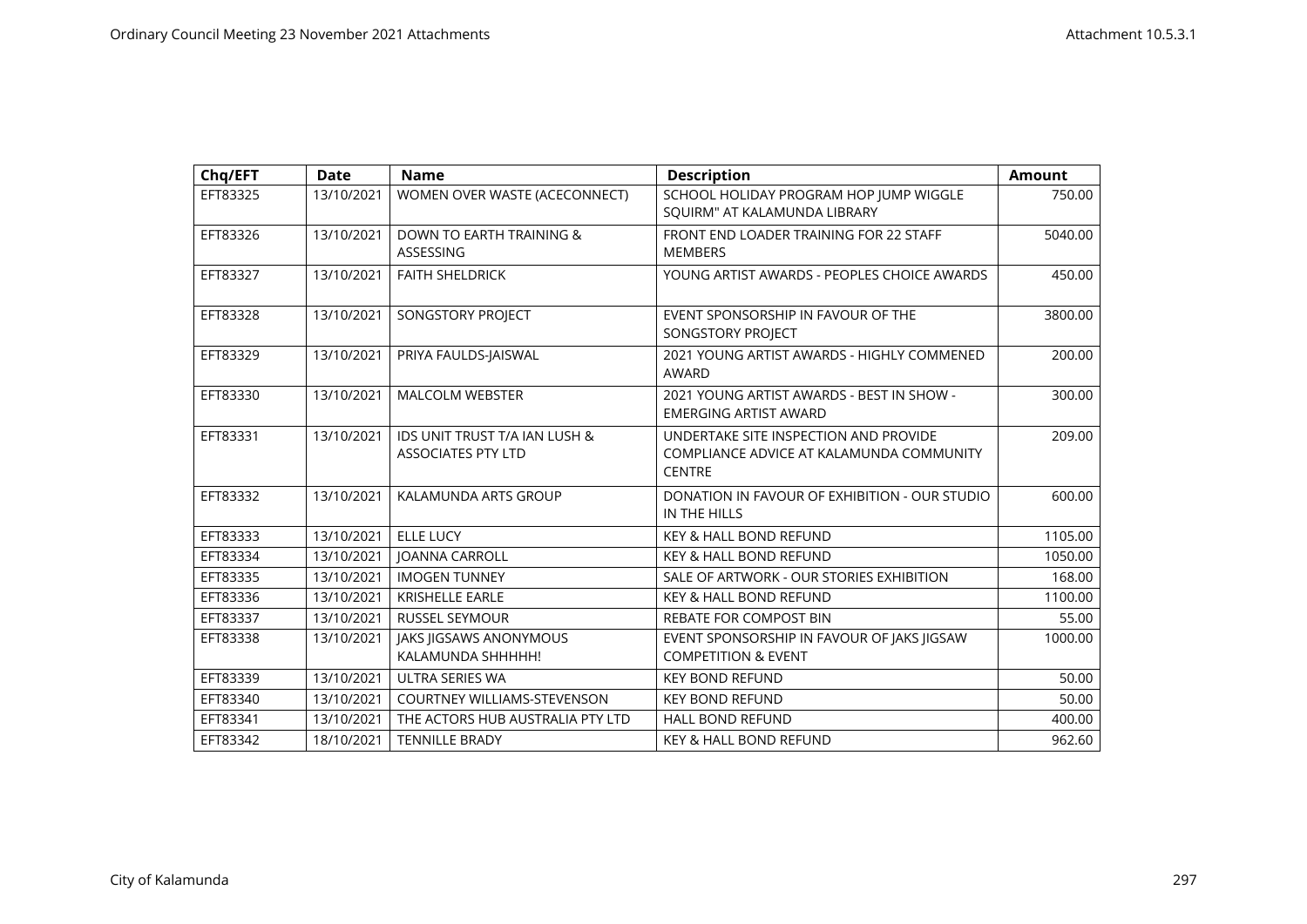| Chq/EFT | Date | Name | Description | Amount |
|---|---|---|---|---|
| EFT83325 | 13/10/2021 | WOMEN OVER WASTE (ACECONNECT) | SCHOOL HOLIDAY PROGRAM HOP JUMP WIGGLE SQUIRM" AT KALAMUNDA LIBRARY | 750.00 |
| EFT83326 | 13/10/2021 | DOWN TO EARTH TRAINING & ASSESSING | FRONT END LOADER TRAINING FOR 22 STAFF MEMBERS | 5040.00 |
| EFT83327 | 13/10/2021 | FAITH SHELDRICK | YOUNG ARTIST AWARDS - PEOPLES CHOICE AWARDS | 450.00 |
| EFT83328 | 13/10/2021 | SONGSTORY PROJECT | EVENT SPONSORSHIP IN FAVOUR OF THE SONGSTORY PROJECT | 3800.00 |
| EFT83329 | 13/10/2021 | PRIYA FAULDS-JAISWAL | 2021 YOUNG ARTIST AWARDS - HIGHLY COMMENED AWARD | 200.00 |
| EFT83330 | 13/10/2021 | MALCOLM WEBSTER | 2021 YOUNG ARTIST AWARDS - BEST IN SHOW - EMERGING ARTIST AWARD | 300.00 |
| EFT83331 | 13/10/2021 | IDS UNIT TRUST T/A IAN LUSH & ASSOCIATES PTY LTD | UNDERTAKE SITE INSPECTION AND PROVIDE COMPLIANCE ADVICE AT KALAMUNDA COMMUNITY CENTRE | 209.00 |
| EFT83332 | 13/10/2021 | KALAMUNDA ARTS GROUP | DONATION IN FAVOUR OF EXHIBITION - OUR STUDIO IN THE HILLS | 600.00 |
| EFT83333 | 13/10/2021 | ELLE LUCY | KEY & HALL BOND REFUND | 1105.00 |
| EFT83334 | 13/10/2021 | JOANNA CARROLL | KEY & HALL BOND REFUND | 1050.00 |
| EFT83335 | 13/10/2021 | IMOGEN TUNNEY | SALE OF ARTWORK - OUR STORIES EXHIBITION | 168.00 |
| EFT83336 | 13/10/2021 | KRISHELLE EARLE | KEY & HALL BOND REFUND | 1100.00 |
| EFT83337 | 13/10/2021 | RUSSEL SEYMOUR | REBATE FOR COMPOST BIN | 55.00 |
| EFT83338 | 13/10/2021 | JAKS JIGSAWS ANONYMOUS KALAMUNDA SHHHHH! | EVENT SPONSORSHIP IN FAVOUR OF JAKS JIGSAW COMPETITION & EVENT | 1000.00 |
| EFT83339 | 13/10/2021 | ULTRA SERIES WA | KEY BOND REFUND | 50.00 |
| EFT83340 | 13/10/2021 | COURTNEY WILLIAMS-STEVENSON | KEY BOND REFUND | 50.00 |
| EFT83341 | 13/10/2021 | THE ACTORS HUB AUSTRALIA PTY LTD | HALL BOND REFUND | 400.00 |
| EFT83342 | 18/10/2021 | TENNILLE BRADY | KEY & HALL BOND REFUND | 962.60 |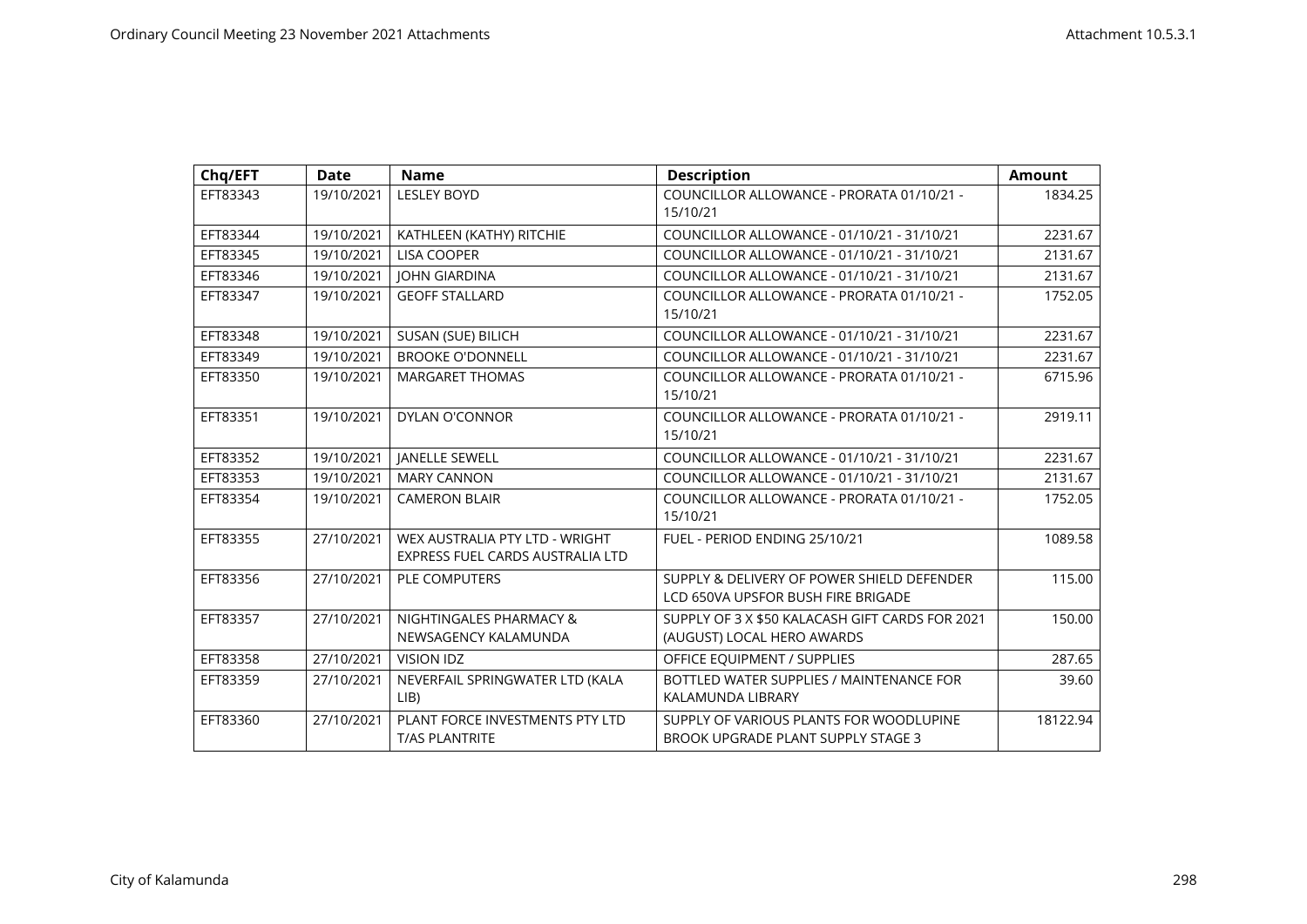| Chq/EFT | Date | Name | Description | Amount |
|---|---|---|---|---|
| EFT83343 | 19/10/2021 | LESLEY BOYD | COUNCILLOR ALLOWANCE - PRORATA 01/10/21 - 15/10/21 | 1834.25 |
| EFT83344 | 19/10/2021 | KATHLEEN (KATHY) RITCHIE | COUNCILLOR ALLOWANCE - 01/10/21 - 31/10/21 | 2231.67 |
| EFT83345 | 19/10/2021 | LISA COOPER | COUNCILLOR ALLOWANCE - 01/10/21 - 31/10/21 | 2131.67 |
| EFT83346 | 19/10/2021 | JOHN GIARDINA | COUNCILLOR ALLOWANCE - 01/10/21 - 31/10/21 | 2131.67 |
| EFT83347 | 19/10/2021 | GEOFF STALLARD | COUNCILLOR ALLOWANCE - PRORATA 01/10/21 - 15/10/21 | 1752.05 |
| EFT83348 | 19/10/2021 | SUSAN (SUE) BILICH | COUNCILLOR ALLOWANCE - 01/10/21 - 31/10/21 | 2231.67 |
| EFT83349 | 19/10/2021 | BROOKE O'DONNELL | COUNCILLOR ALLOWANCE - 01/10/21 - 31/10/21 | 2231.67 |
| EFT83350 | 19/10/2021 | MARGARET THOMAS | COUNCILLOR ALLOWANCE - PRORATA 01/10/21 - 15/10/21 | 6715.96 |
| EFT83351 | 19/10/2021 | DYLAN O'CONNOR | COUNCILLOR ALLOWANCE - PRORATA 01/10/21 - 15/10/21 | 2919.11 |
| EFT83352 | 19/10/2021 | JANELLE SEWELL | COUNCILLOR ALLOWANCE - 01/10/21 - 31/10/21 | 2231.67 |
| EFT83353 | 19/10/2021 | MARY CANNON | COUNCILLOR ALLOWANCE - 01/10/21 - 31/10/21 | 2131.67 |
| EFT83354 | 19/10/2021 | CAMERON BLAIR | COUNCILLOR ALLOWANCE - PRORATA 01/10/21 - 15/10/21 | 1752.05 |
| EFT83355 | 27/10/2021 | WEX AUSTRALIA PTY LTD - WRIGHT EXPRESS FUEL CARDS AUSTRALIA LTD | FUEL - PERIOD ENDING 25/10/21 | 1089.58 |
| EFT83356 | 27/10/2021 | PLE COMPUTERS | SUPPLY & DELIVERY OF POWER SHIELD DEFENDER LCD 650VA UPSFOR BUSH FIRE BRIGADE | 115.00 |
| EFT83357 | 27/10/2021 | NIGHTINGALES PHARMACY & NEWSAGENCY KALAMUNDA | SUPPLY OF 3 X $50 KALACASH GIFT CARDS FOR 2021 (AUGUST) LOCAL HERO AWARDS | 150.00 |
| EFT83358 | 27/10/2021 | VISION IDZ | OFFICE EQUIPMENT / SUPPLIES | 287.65 |
| EFT83359 | 27/10/2021 | NEVERFAIL SPRINGWATER LTD (KALA LIB) | BOTTLED WATER SUPPLIES / MAINTENANCE FOR KALAMUNDA LIBRARY | 39.60 |
| EFT83360 | 27/10/2021 | PLANT FORCE INVESTMENTS PTY LTD T/AS PLANTRITE | SUPPLY OF VARIOUS PLANTS FOR WOODLUPINE BROOK UPGRADE PLANT SUPPLY STAGE 3 | 18122.94 |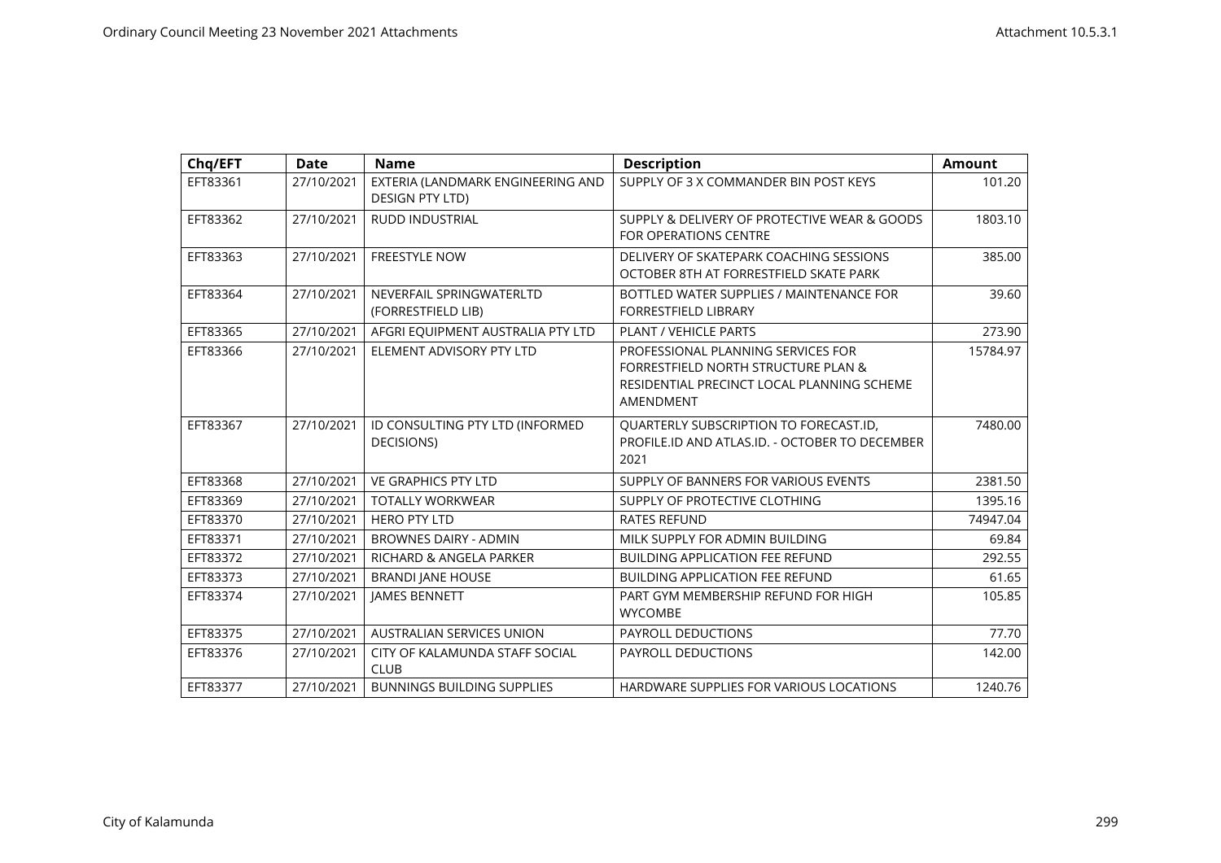| Chq/EFT | Date | Name | Description | Amount |
|---|---|---|---|---|
| EFT83361 | 27/10/2021 | EXTERIA (LANDMARK ENGINEERING AND DESIGN PTY LTD) | SUPPLY OF 3 X COMMANDER BIN POST KEYS | 101.20 |
| EFT83362 | 27/10/2021 | RUDD INDUSTRIAL | SUPPLY & DELIVERY OF PROTECTIVE WEAR & GOODS FOR OPERATIONS CENTRE | 1803.10 |
| EFT83363 | 27/10/2021 | FREESTYLE NOW | DELIVERY OF SKATEPARK COACHING SESSIONS OCTOBER 8TH AT FORRESTFIELD SKATE PARK | 385.00 |
| EFT83364 | 27/10/2021 | NEVERFAIL SPRINGWATERLTD (FORRESTFIELD LIB) | BOTTLED WATER SUPPLIES / MAINTENANCE FOR FORRESTFIELD LIBRARY | 39.60 |
| EFT83365 | 27/10/2021 | AFGRI EQUIPMENT AUSTRALIA PTY LTD | PLANT / VEHICLE PARTS | 273.90 |
| EFT83366 | 27/10/2021 | ELEMENT ADVISORY PTY LTD | PROFESSIONAL PLANNING SERVICES FOR FORRESTFIELD NORTH STRUCTURE PLAN & RESIDENTIAL PRECINCT LOCAL PLANNING SCHEME AMENDMENT | 15784.97 |
| EFT83367 | 27/10/2021 | ID CONSULTING PTY LTD (INFORMED DECISIONS) | QUARTERLY SUBSCRIPTION TO FORECAST.ID, PROFILE.ID AND ATLAS.ID. - OCTOBER TO DECEMBER 2021 | 7480.00 |
| EFT83368 | 27/10/2021 | VE GRAPHICS PTY LTD | SUPPLY OF BANNERS FOR VARIOUS EVENTS | 2381.50 |
| EFT83369 | 27/10/2021 | TOTALLY WORKWEAR | SUPPLY OF PROTECTIVE CLOTHING | 1395.16 |
| EFT83370 | 27/10/2021 | HERO PTY LTD | RATES REFUND | 74947.04 |
| EFT83371 | 27/10/2021 | BROWNES DAIRY - ADMIN | MILK SUPPLY FOR ADMIN BUILDING | 69.84 |
| EFT83372 | 27/10/2021 | RICHARD & ANGELA PARKER | BUILDING APPLICATION FEE REFUND | 292.55 |
| EFT83373 | 27/10/2021 | BRANDI JANE HOUSE | BUILDING APPLICATION FEE REFUND | 61.65 |
| EFT83374 | 27/10/2021 | JAMES BENNETT | PART GYM MEMBERSHIP REFUND FOR HIGH WYCOMBE | 105.85 |
| EFT83375 | 27/10/2021 | AUSTRALIAN SERVICES UNION | PAYROLL DEDUCTIONS | 77.70 |
| EFT83376 | 27/10/2021 | CITY OF KALAMUNDA STAFF SOCIAL CLUB | PAYROLL DEDUCTIONS | 142.00 |
| EFT83377 | 27/10/2021 | BUNNINGS BUILDING SUPPLIES | HARDWARE SUPPLIES FOR VARIOUS LOCATIONS | 1240.76 |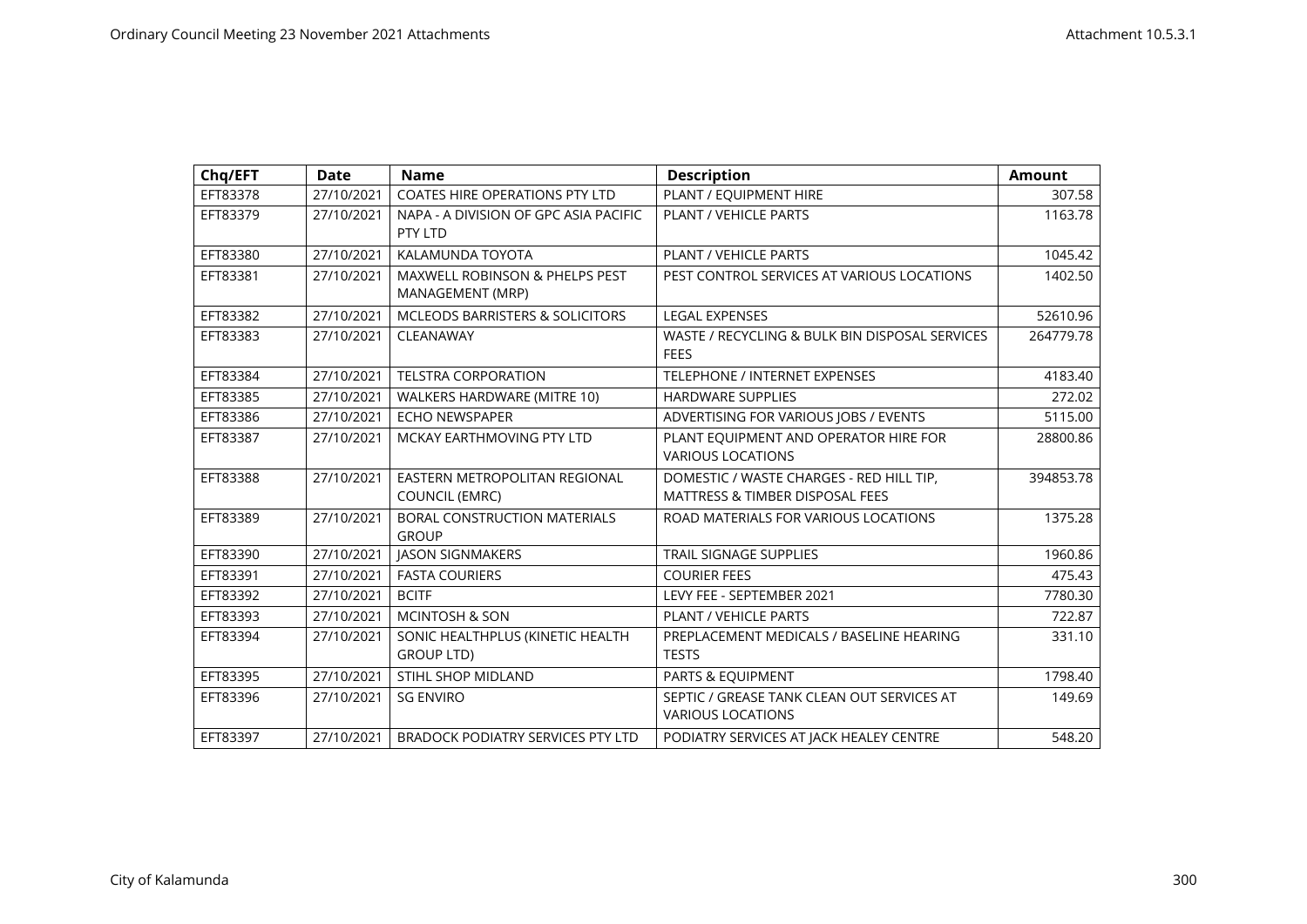| Chq/EFT | Date | Name | Description | Amount |
|---|---|---|---|---|
| EFT83378 | 27/10/2021 | COATES HIRE OPERATIONS PTY LTD | PLANT / EQUIPMENT HIRE | 307.58 |
| EFT83379 | 27/10/2021 | NAPA - A DIVISION OF GPC ASIA PACIFIC PTY LTD | PLANT / VEHICLE PARTS | 1163.78 |
| EFT83380 | 27/10/2021 | KALAMUNDA TOYOTA | PLANT / VEHICLE PARTS | 1045.42 |
| EFT83381 | 27/10/2021 | MAXWELL ROBINSON & PHELPS PEST MANAGEMENT (MRP) | PEST CONTROL SERVICES AT VARIOUS LOCATIONS | 1402.50 |
| EFT83382 | 27/10/2021 | MCLEODS BARRISTERS & SOLICITORS | LEGAL EXPENSES | 52610.96 |
| EFT83383 | 27/10/2021 | CLEANAWAY | WASTE / RECYCLING & BULK BIN DISPOSAL SERVICES FEES | 264779.78 |
| EFT83384 | 27/10/2021 | TELSTRA CORPORATION | TELEPHONE / INTERNET EXPENSES | 4183.40 |
| EFT83385 | 27/10/2021 | WALKERS HARDWARE (MITRE 10) | HARDWARE SUPPLIES | 272.02 |
| EFT83386 | 27/10/2021 | ECHO NEWSPAPER | ADVERTISING FOR VARIOUS JOBS / EVENTS | 5115.00 |
| EFT83387 | 27/10/2021 | MCKAY EARTHMOVING PTY LTD | PLANT EQUIPMENT AND OPERATOR HIRE FOR VARIOUS LOCATIONS | 28800.86 |
| EFT83388 | 27/10/2021 | EASTERN METROPOLITAN REGIONAL COUNCIL (EMRC) | DOMESTIC / WASTE CHARGES - RED HILL TIP, MATTRESS & TIMBER DISPOSAL FEES | 394853.78 |
| EFT83389 | 27/10/2021 | BORAL CONSTRUCTION MATERIALS GROUP | ROAD MATERIALS FOR VARIOUS LOCATIONS | 1375.28 |
| EFT83390 | 27/10/2021 | JASON SIGNMAKERS | TRAIL SIGNAGE SUPPLIES | 1960.86 |
| EFT83391 | 27/10/2021 | FASTA COURIERS | COURIER FEES | 475.43 |
| EFT83392 | 27/10/2021 | BCITF | LEVY FEE - SEPTEMBER 2021 | 7780.30 |
| EFT83393 | 27/10/2021 | MCINTOSH & SON | PLANT / VEHICLE PARTS | 722.87 |
| EFT83394 | 27/10/2021 | SONIC HEALTHPLUS (KINETIC HEALTH GROUP LTD) | PREPLACEMENT MEDICALS / BASELINE HEARING TESTS | 331.10 |
| EFT83395 | 27/10/2021 | STIHL SHOP MIDLAND | PARTS & EQUIPMENT | 1798.40 |
| EFT83396 | 27/10/2021 | SG ENVIRO | SEPTIC / GREASE TANK CLEAN OUT SERVICES AT VARIOUS LOCATIONS | 149.69 |
| EFT83397 | 27/10/2021 | BRADOCK PODIATRY SERVICES PTY LTD | PODIATRY SERVICES AT JACK HEALEY CENTRE | 548.20 |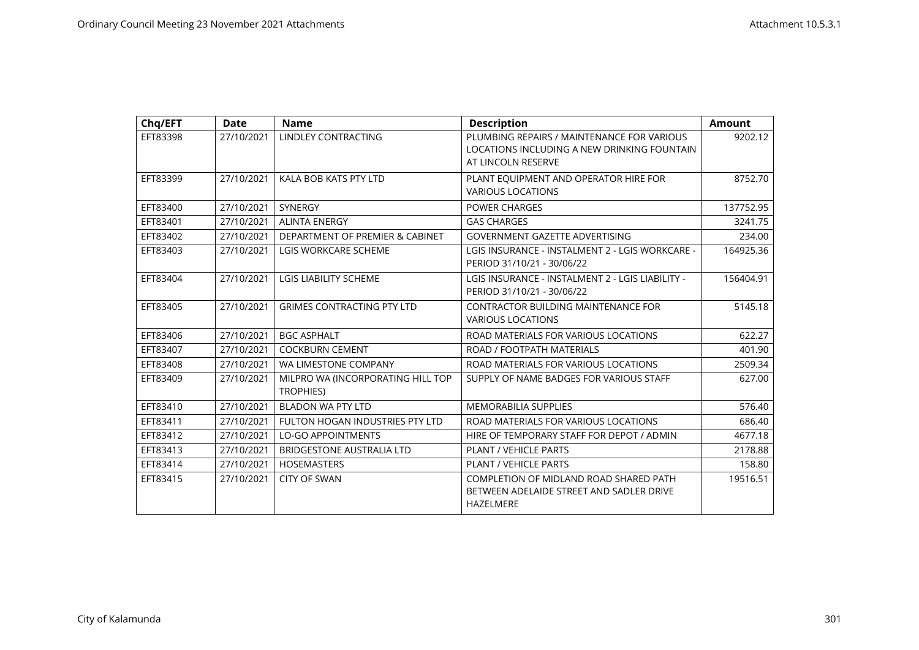| Chq/EFT | Date | Name | Description | Amount |
|---|---|---|---|---|
| EFT83398 | 27/10/2021 | LINDLEY CONTRACTING | PLUMBING REPAIRS / MAINTENANCE FOR VARIOUS LOCATIONS INCLUDING A NEW DRINKING FOUNTAIN AT LINCOLN RESERVE | 9202.12 |
| EFT83399 | 27/10/2021 | KALA BOB KATS PTY LTD | PLANT EQUIPMENT AND OPERATOR HIRE FOR VARIOUS LOCATIONS | 8752.70 |
| EFT83400 | 27/10/2021 | SYNERGY | POWER CHARGES | 137752.95 |
| EFT83401 | 27/10/2021 | ALINTA ENERGY | GAS CHARGES | 3241.75 |
| EFT83402 | 27/10/2021 | DEPARTMENT OF PREMIER & CABINET | GOVERNMENT GAZETTE ADVERTISING | 234.00 |
| EFT83403 | 27/10/2021 | LGIS WORKCARE SCHEME | LGIS INSURANCE - INSTALMENT 2 - LGIS WORKCARE - PERIOD 31/10/21 - 30/06/22 | 164925.36 |
| EFT83404 | 27/10/2021 | LGIS LIABILITY SCHEME | LGIS INSURANCE - INSTALMENT 2 - LGIS LIABILITY - PERIOD 31/10/21 - 30/06/22 | 156404.91 |
| EFT83405 | 27/10/2021 | GRIMES CONTRACTING PTY LTD | CONTRACTOR BUILDING MAINTENANCE FOR VARIOUS LOCATIONS | 5145.18 |
| EFT83406 | 27/10/2021 | BGC ASPHALT | ROAD MATERIALS FOR VARIOUS LOCATIONS | 622.27 |
| EFT83407 | 27/10/2021 | COCKBURN CEMENT | ROAD / FOOTPATH MATERIALS | 401.90 |
| EFT83408 | 27/10/2021 | WA LIMESTONE COMPANY | ROAD MATERIALS FOR VARIOUS LOCATIONS | 2509.34 |
| EFT83409 | 27/10/2021 | MILPRO WA (INCORPORATING HILL TOP TROPHIES) | SUPPLY OF NAME BADGES FOR VARIOUS STAFF | 627.00 |
| EFT83410 | 27/10/2021 | BLADON WA PTY LTD | MEMORABILIA SUPPLIES | 576.40 |
| EFT83411 | 27/10/2021 | FULTON HOGAN INDUSTRIES PTY LTD | ROAD MATERIALS FOR VARIOUS LOCATIONS | 686.40 |
| EFT83412 | 27/10/2021 | LO-GO APPOINTMENTS | HIRE OF TEMPORARY STAFF FOR DEPOT / ADMIN | 4677.18 |
| EFT83413 | 27/10/2021 | BRIDGESTONE AUSTRALIA LTD | PLANT / VEHICLE PARTS | 2178.88 |
| EFT83414 | 27/10/2021 | HOSEMASTERS | PLANT / VEHICLE PARTS | 158.80 |
| EFT83415 | 27/10/2021 | CITY OF SWAN | COMPLETION OF MIDLAND ROAD SHARED PATH BETWEEN ADELAIDE STREET AND SADLER DRIVE HAZELMERE | 19516.51 |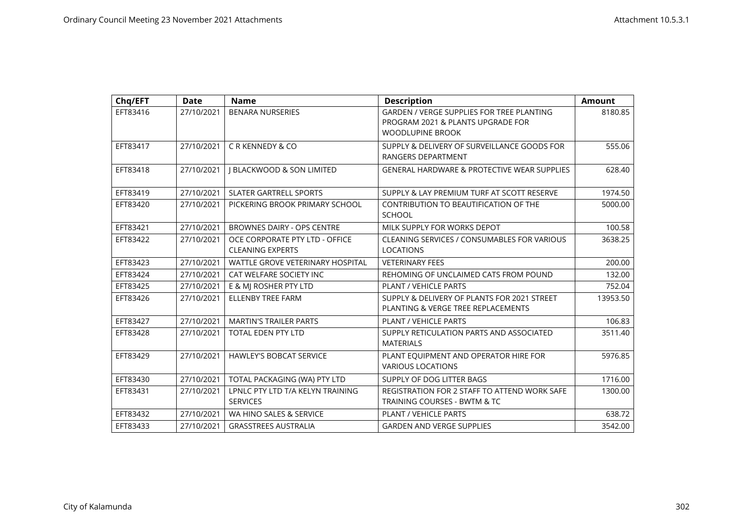| Chq/EFT | Date | Name | Description | Amount |
|---|---|---|---|---|
| EFT83416 | 27/10/2021 | BENARA NURSERIES | GARDEN / VERGE SUPPLIES FOR TREE PLANTING PROGRAM 2021 & PLANTS UPGRADE FOR WOODLUPINE BROOK | 8180.85 |
| EFT83417 | 27/10/2021 | C R KENNEDY & CO | SUPPLY & DELIVERY OF SURVEILLANCE GOODS FOR RANGERS DEPARTMENT | 555.06 |
| EFT83418 | 27/10/2021 | J BLACKWOOD & SON LIMITED | GENERAL HARDWARE & PROTECTIVE WEAR SUPPLIES | 628.40 |
| EFT83419 | 27/10/2021 | SLATER GARTRELL SPORTS | SUPPLY & LAY PREMIUM TURF AT SCOTT RESERVE | 1974.50 |
| EFT83420 | 27/10/2021 | PICKERING BROOK PRIMARY SCHOOL | CONTRIBUTION TO BEAUTIFICATION OF THE SCHOOL | 5000.00 |
| EFT83421 | 27/10/2021 | BROWNES DAIRY - OPS CENTRE | MILK SUPPLY FOR WORKS DEPOT | 100.58 |
| EFT83422 | 27/10/2021 | OCE CORPORATE PTY LTD - OFFICE CLEANING EXPERTS | CLEANING SERVICES / CONSUMABLES FOR VARIOUS LOCATIONS | 3638.25 |
| EFT83423 | 27/10/2021 | WATTLE GROVE VETERINARY HOSPITAL | VETERINARY FEES | 200.00 |
| EFT83424 | 27/10/2021 | CAT WELFARE SOCIETY INC | REHOMING OF UNCLAIMED CATS FROM POUND | 132.00 |
| EFT83425 | 27/10/2021 | E & MJ ROSHER PTY LTD | PLANT / VEHICLE PARTS | 752.04 |
| EFT83426 | 27/10/2021 | ELLENBY TREE FARM | SUPPLY & DELIVERY OF PLANTS FOR 2021 STREET PLANTING & VERGE TREE REPLACEMENTS | 13953.50 |
| EFT83427 | 27/10/2021 | MARTIN'S TRAILER PARTS | PLANT / VEHICLE PARTS | 106.83 |
| EFT83428 | 27/10/2021 | TOTAL EDEN PTY LTD | SUPPLY RETICULATION PARTS AND ASSOCIATED MATERIALS | 3511.40 |
| EFT83429 | 27/10/2021 | HAWLEY'S BOBCAT SERVICE | PLANT EQUIPMENT AND OPERATOR HIRE FOR VARIOUS LOCATIONS | 5976.85 |
| EFT83430 | 27/10/2021 | TOTAL PACKAGING (WA) PTY LTD | SUPPLY OF DOG LITTER BAGS | 1716.00 |
| EFT83431 | 27/10/2021 | LPNLC PTY LTD T/A KELYN TRAINING SERVICES | REGISTRATION FOR 2 STAFF TO ATTEND WORK SAFE TRAINING COURSES - BWTM & TC | 1300.00 |
| EFT83432 | 27/10/2021 | WA HINO SALES & SERVICE | PLANT / VEHICLE PARTS | 638.72 |
| EFT83433 | 27/10/2021 | GRASSTREES AUSTRALIA | GARDEN AND VERGE SUPPLIES | 3542.00 |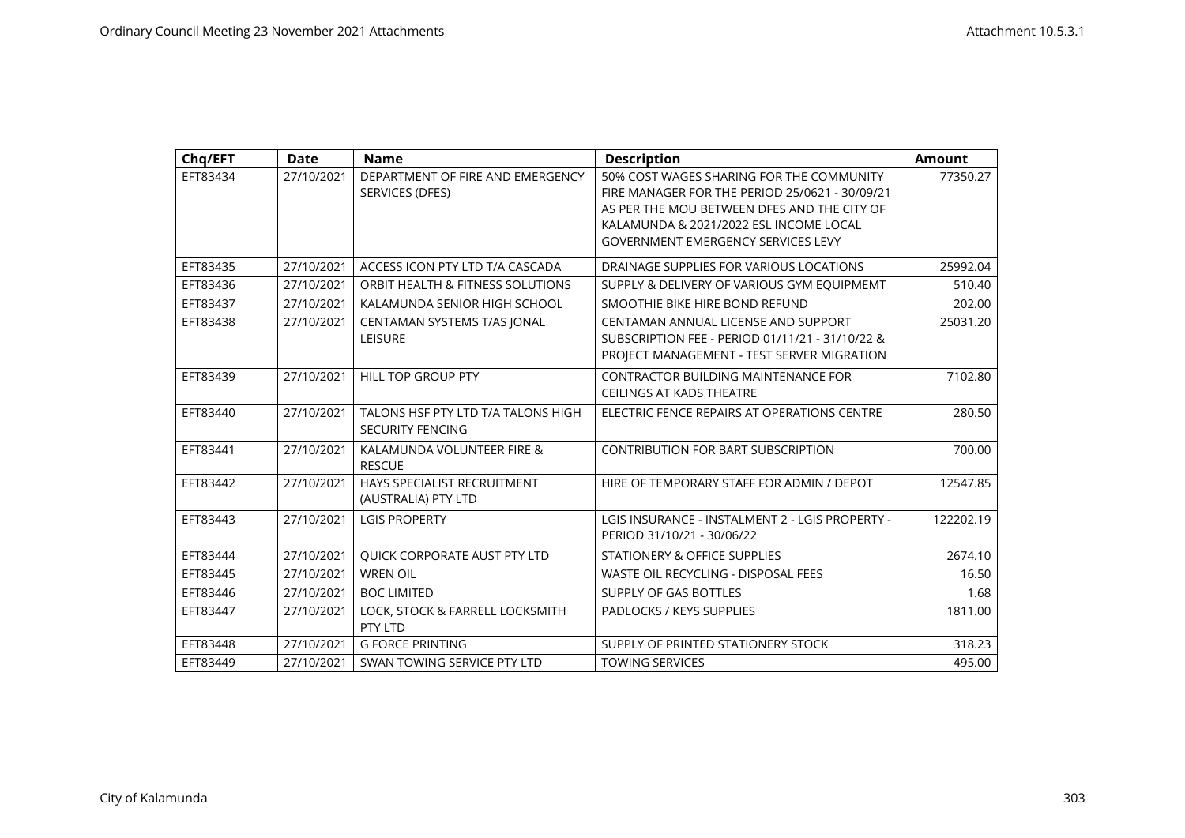| Chq/EFT | Date | Name | Description | Amount |
|---|---|---|---|---|
| EFT83434 | 27/10/2021 | DEPARTMENT OF FIRE AND EMERGENCY SERVICES (DFES) | 50% COST WAGES SHARING FOR THE COMMUNITY FIRE MANAGER FOR THE PERIOD 25/0621 - 30/09/21 AS PER THE MOU BETWEEN DFES AND THE CITY OF KALAMUNDA & 2021/2022 ESL INCOME LOCAL GOVERNMENT EMERGENCY SERVICES LEVY | 77350.27 |
| EFT83435 | 27/10/2021 | ACCESS ICON PTY LTD T/A CASCADA | DRAINAGE SUPPLIES FOR VARIOUS LOCATIONS | 25992.04 |
| EFT83436 | 27/10/2021 | ORBIT HEALTH & FITNESS SOLUTIONS | SUPPLY & DELIVERY OF VARIOUS GYM EQUIPMEMT | 510.40 |
| EFT83437 | 27/10/2021 | KALAMUNDA SENIOR HIGH SCHOOL | SMOOTHIE BIKE HIRE BOND REFUND | 202.00 |
| EFT83438 | 27/10/2021 | CENTAMAN SYSTEMS T/AS JONAL LEISURE | CENTAMAN ANNUAL LICENSE AND SUPPORT SUBSCRIPTION FEE - PERIOD 01/11/21 - 31/10/22 & PROJECT MANAGEMENT - TEST SERVER MIGRATION | 25031.20 |
| EFT83439 | 27/10/2021 | HILL TOP GROUP PTY | CONTRACTOR BUILDING MAINTENANCE FOR CEILINGS AT KADS THEATRE | 7102.80 |
| EFT83440 | 27/10/2021 | TALONS HSF PTY LTD T/A TALONS HIGH SECURITY FENCING | ELECTRIC FENCE REPAIRS AT OPERATIONS CENTRE | 280.50 |
| EFT83441 | 27/10/2021 | KALAMUNDA VOLUNTEER FIRE & RESCUE | CONTRIBUTION FOR BART SUBSCRIPTION | 700.00 |
| EFT83442 | 27/10/2021 | HAYS SPECIALIST RECRUITMENT (AUSTRALIA) PTY LTD | HIRE OF TEMPORARY STAFF FOR ADMIN / DEPOT | 12547.85 |
| EFT83443 | 27/10/2021 | LGIS PROPERTY | LGIS INSURANCE - INSTALMENT 2 - LGIS PROPERTY - PERIOD 31/10/21 - 30/06/22 | 122202.19 |
| EFT83444 | 27/10/2021 | QUICK CORPORATE AUST PTY LTD | STATIONERY & OFFICE SUPPLIES | 2674.10 |
| EFT83445 | 27/10/2021 | WREN OIL | WASTE OIL RECYCLING - DISPOSAL FEES | 16.50 |
| EFT83446 | 27/10/2021 | BOC LIMITED | SUPPLY OF GAS BOTTLES | 1.68 |
| EFT83447 | 27/10/2021 | LOCK, STOCK & FARRELL LOCKSMITH PTY LTD | PADLOCKS / KEYS SUPPLIES | 1811.00 |
| EFT83448 | 27/10/2021 | G FORCE PRINTING | SUPPLY OF PRINTED STATIONERY STOCK | 318.23 |
| EFT83449 | 27/10/2021 | SWAN TOWING SERVICE PTY LTD | TOWING SERVICES | 495.00 |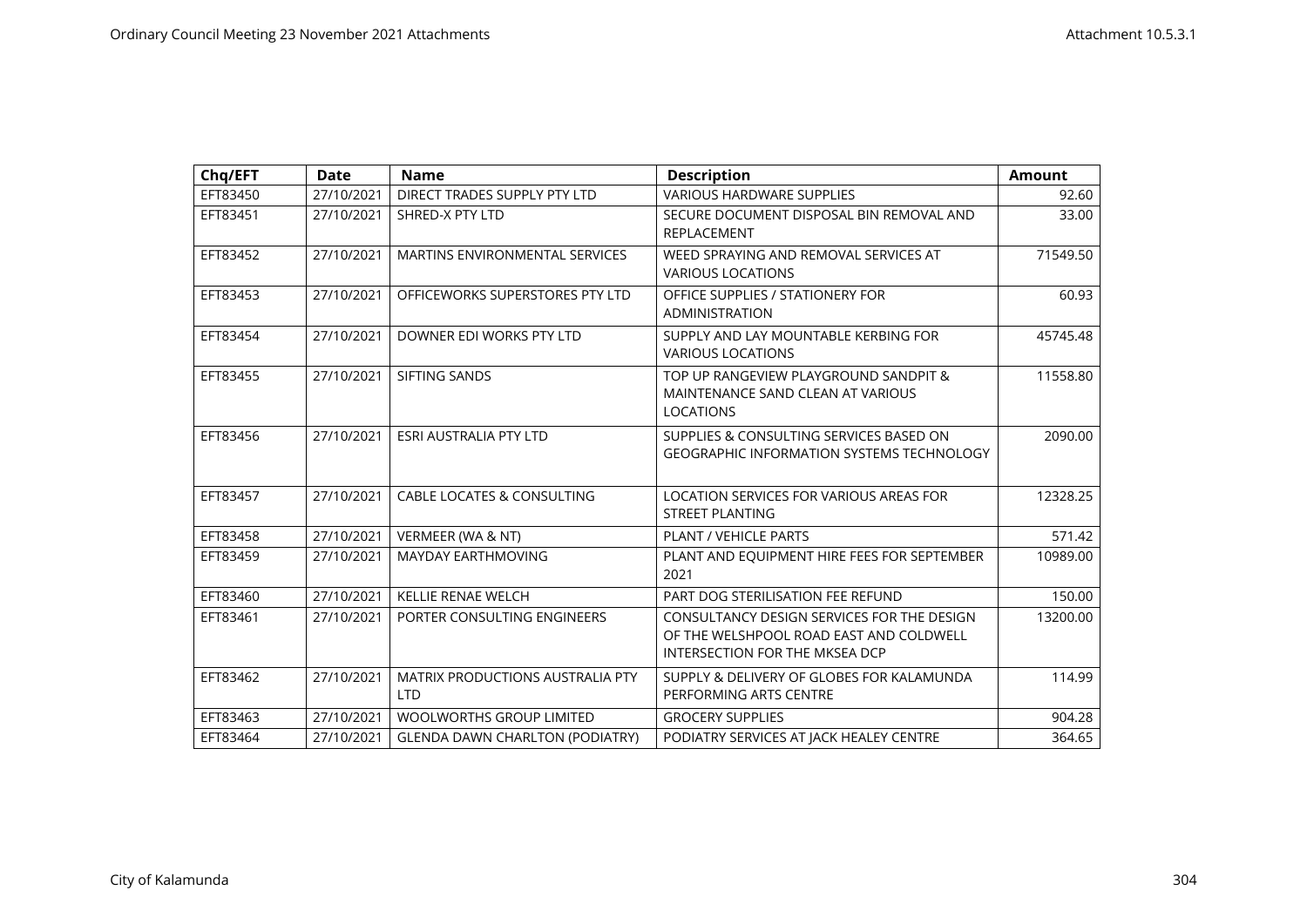| Chq/EFT | Date | Name | Description | Amount |
|---|---|---|---|---|
| EFT83450 | 27/10/2021 | DIRECT TRADES SUPPLY PTY LTD | VARIOUS HARDWARE SUPPLIES | 92.60 |
| EFT83451 | 27/10/2021 | SHRED-X PTY LTD | SECURE DOCUMENT DISPOSAL BIN REMOVAL AND REPLACEMENT | 33.00 |
| EFT83452 | 27/10/2021 | MARTINS ENVIRONMENTAL SERVICES | WEED SPRAYING AND REMOVAL SERVICES AT VARIOUS LOCATIONS | 71549.50 |
| EFT83453 | 27/10/2021 | OFFICEWORKS SUPERSTORES PTY LTD | OFFICE SUPPLIES / STATIONERY FOR ADMINISTRATION | 60.93 |
| EFT83454 | 27/10/2021 | DOWNER EDI WORKS PTY LTD | SUPPLY AND LAY MOUNTABLE KERBING FOR VARIOUS LOCATIONS | 45745.48 |
| EFT83455 | 27/10/2021 | SIFTING SANDS | TOP UP RANGEVIEW PLAYGROUND SANDPIT & MAINTENANCE SAND CLEAN AT VARIOUS LOCATIONS | 11558.80 |
| EFT83456 | 27/10/2021 | ESRI AUSTRALIA PTY LTD | SUPPLIES & CONSULTING SERVICES BASED ON GEOGRAPHIC INFORMATION SYSTEMS TECHNOLOGY | 2090.00 |
| EFT83457 | 27/10/2021 | CABLE LOCATES & CONSULTING | LOCATION SERVICES FOR VARIOUS AREAS FOR STREET PLANTING | 12328.25 |
| EFT83458 | 27/10/2021 | VERMEER (WA & NT) | PLANT / VEHICLE PARTS | 571.42 |
| EFT83459 | 27/10/2021 | MAYDAY EARTHMOVING | PLANT AND EQUIPMENT HIRE FEES FOR SEPTEMBER 2021 | 10989.00 |
| EFT83460 | 27/10/2021 | KELLIE RENAE WELCH | PART DOG STERILISATION FEE REFUND | 150.00 |
| EFT83461 | 27/10/2021 | PORTER CONSULTING ENGINEERS | CONSULTANCY DESIGN SERVICES FOR THE DESIGN OF THE WELSHPOOL ROAD EAST AND COLDWELL INTERSECTION FOR THE MKSEA DCP | 13200.00 |
| EFT83462 | 27/10/2021 | MATRIX PRODUCTIONS AUSTRALIA PTY LTD | SUPPLY & DELIVERY OF GLOBES FOR KALAMUNDA PERFORMING ARTS CENTRE | 114.99 |
| EFT83463 | 27/10/2021 | WOOLWORTHS GROUP LIMITED | GROCERY SUPPLIES | 904.28 |
| EFT83464 | 27/10/2021 | GLENDA DAWN CHARLTON (PODIATRY) | PODIATRY SERVICES AT JACK HEALEY CENTRE | 364.65 |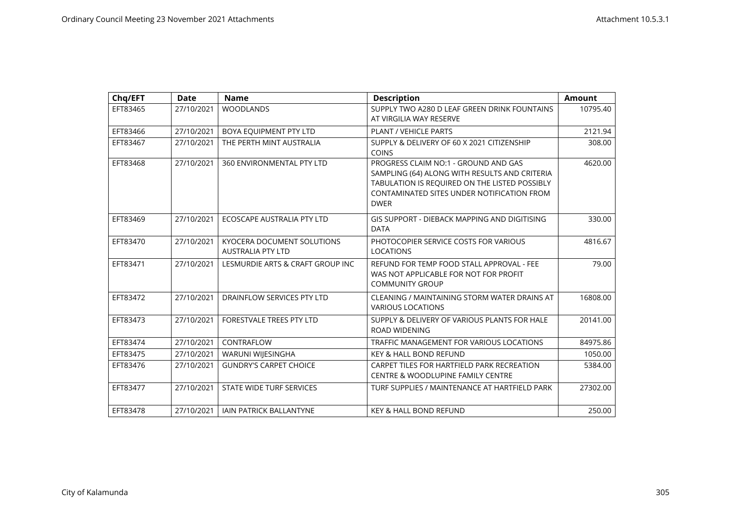| Chq/EFT | Date | Name | Description | Amount |
|---|---|---|---|---|
| EFT83465 | 27/10/2021 | WOODLANDS | SUPPLY TWO A280 D LEAF GREEN DRINK FOUNTAINS AT VIRGILIA WAY RESERVE | 10795.40 |
| EFT83466 | 27/10/2021 | BOYA EQUIPMENT PTY LTD | PLANT / VEHICLE PARTS | 2121.94 |
| EFT83467 | 27/10/2021 | THE PERTH MINT AUSTRALIA | SUPPLY & DELIVERY OF 60 X 2021 CITIZENSHIP COINS | 308.00 |
| EFT83468 | 27/10/2021 | 360 ENVIRONMENTAL PTY LTD | PROGRESS CLAIM NO:1 - GROUND AND GAS SAMPLING (64) ALONG WITH RESULTS AND CRITERIA TABULATION IS REQUIRED ON THE LISTED POSSIBLY CONTAMINATED SITES UNDER NOTIFICATION FROM DWER | 4620.00 |
| EFT83469 | 27/10/2021 | ECOSCAPE AUSTRALIA PTY LTD | GIS SUPPORT - DIEBACK MAPPING AND DIGITISING DATA | 330.00 |
| EFT83470 | 27/10/2021 | KYOCERA DOCUMENT SOLUTIONS AUSTRALIA PTY LTD | PHOTOCOPIER SERVICE COSTS FOR VARIOUS LOCATIONS | 4816.67 |
| EFT83471 | 27/10/2021 | LESMURDIE ARTS & CRAFT GROUP INC | REFUND FOR TEMP FOOD STALL APPROVAL - FEE WAS NOT APPLICABLE FOR NOT FOR PROFIT COMMUNITY GROUP | 79.00 |
| EFT83472 | 27/10/2021 | DRAINFLOW SERVICES PTY LTD | CLEANING / MAINTAINING STORM WATER DRAINS AT VARIOUS LOCATIONS | 16808.00 |
| EFT83473 | 27/10/2021 | FORESTVALE TREES PTY LTD | SUPPLY & DELIVERY OF VARIOUS PLANTS FOR HALE ROAD WIDENING | 20141.00 |
| EFT83474 | 27/10/2021 | CONTRAFLOW | TRAFFIC MANAGEMENT FOR VARIOUS LOCATIONS | 84975.86 |
| EFT83475 | 27/10/2021 | WARUNI WIJESINGHA | KEY & HALL BOND REFUND | 1050.00 |
| EFT83476 | 27/10/2021 | GUNDRY'S CARPET CHOICE | CARPET TILES FOR HARTFIELD PARK RECREATION CENTRE & WOODLUPINE FAMILY CENTRE | 5384.00 |
| EFT83477 | 27/10/2021 | STATE WIDE TURF SERVICES | TURF SUPPLIES / MAINTENANCE AT HARTFIELD PARK | 27302.00 |
| EFT83478 | 27/10/2021 | IAIN PATRICK BALLANTYNE | KEY & HALL BOND REFUND | 250.00 |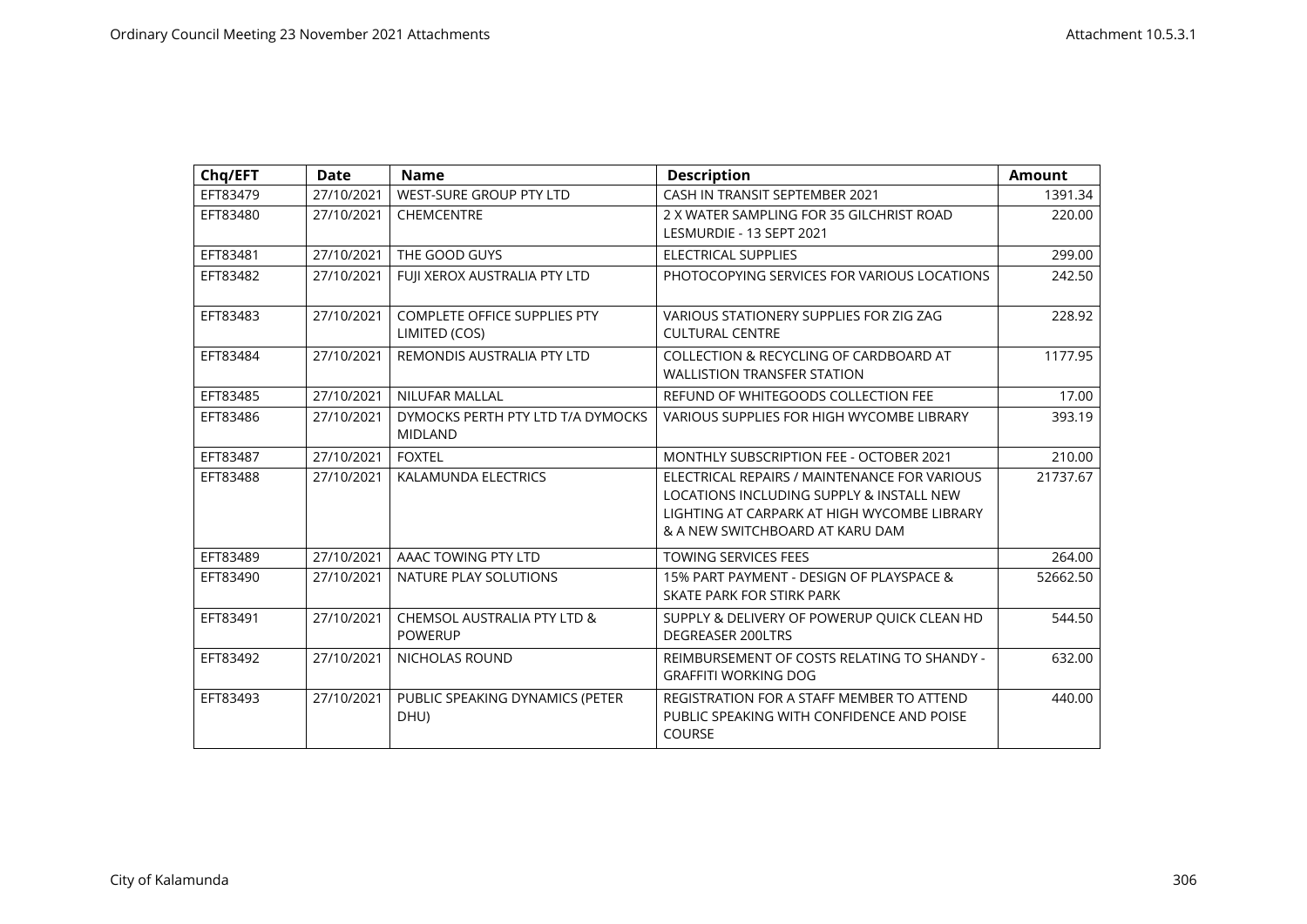| Chq/EFT | Date | Name | Description | Amount |
|---|---|---|---|---|
| EFT83479 | 27/10/2021 | WEST-SURE GROUP PTY LTD | CASH IN TRANSIT SEPTEMBER 2021 | 1391.34 |
| EFT83480 | 27/10/2021 | CHEMCENTRE | 2 X WATER SAMPLING FOR 35 GILCHRIST ROAD LESMURDIE - 13 SEPT 2021 | 220.00 |
| EFT83481 | 27/10/2021 | THE GOOD GUYS | ELECTRICAL SUPPLIES | 299.00 |
| EFT83482 | 27/10/2021 | FUJI XEROX AUSTRALIA PTY LTD | PHOTOCOPYING SERVICES FOR VARIOUS LOCATIONS | 242.50 |
| EFT83483 | 27/10/2021 | COMPLETE OFFICE SUPPLIES PTY LIMITED (COS) | VARIOUS STATIONERY SUPPLIES FOR ZIG ZAG CULTURAL CENTRE | 228.92 |
| EFT83484 | 27/10/2021 | REMONDIS AUSTRALIA PTY LTD | COLLECTION & RECYCLING OF CARDBOARD AT WALLISTION TRANSFER STATION | 1177.95 |
| EFT83485 | 27/10/2021 | NILUFAR MALLAL | REFUND OF WHITEGOODS COLLECTION FEE | 17.00 |
| EFT83486 | 27/10/2021 | DYMOCKS PERTH PTY LTD T/A DYMOCKS MIDLAND | VARIOUS SUPPLIES FOR HIGH WYCOMBE LIBRARY | 393.19 |
| EFT83487 | 27/10/2021 | FOXTEL | MONTHLY SUBSCRIPTION FEE - OCTOBER 2021 | 210.00 |
| EFT83488 | 27/10/2021 | KALAMUNDA ELECTRICS | ELECTRICAL REPAIRS / MAINTENANCE FOR VARIOUS LOCATIONS INCLUDING SUPPLY & INSTALL NEW LIGHTING AT CARPARK AT HIGH WYCOMBE LIBRARY & A NEW SWITCHBOARD AT KARU DAM | 21737.67 |
| EFT83489 | 27/10/2021 | AAAC TOWING PTY LTD | TOWING SERVICES FEES | 264.00 |
| EFT83490 | 27/10/2021 | NATURE PLAY SOLUTIONS | 15% PART PAYMENT - DESIGN OF PLAYSPACE & SKATE PARK FOR STIRK PARK | 52662.50 |
| EFT83491 | 27/10/2021 | CHEMSOL AUSTRALIA PTY LTD & POWERUP | SUPPLY & DELIVERY OF POWERUP QUICK CLEAN HD DEGREASER 200LTRS | 544.50 |
| EFT83492 | 27/10/2021 | NICHOLAS ROUND | REIMBURSEMENT OF COSTS RELATING TO SHANDY - GRAFFITI WORKING DOG | 632.00 |
| EFT83493 | 27/10/2021 | PUBLIC SPEAKING DYNAMICS (PETER DHU) | REGISTRATION FOR A STAFF MEMBER TO ATTEND PUBLIC SPEAKING WITH CONFIDENCE AND POISE COURSE | 440.00 |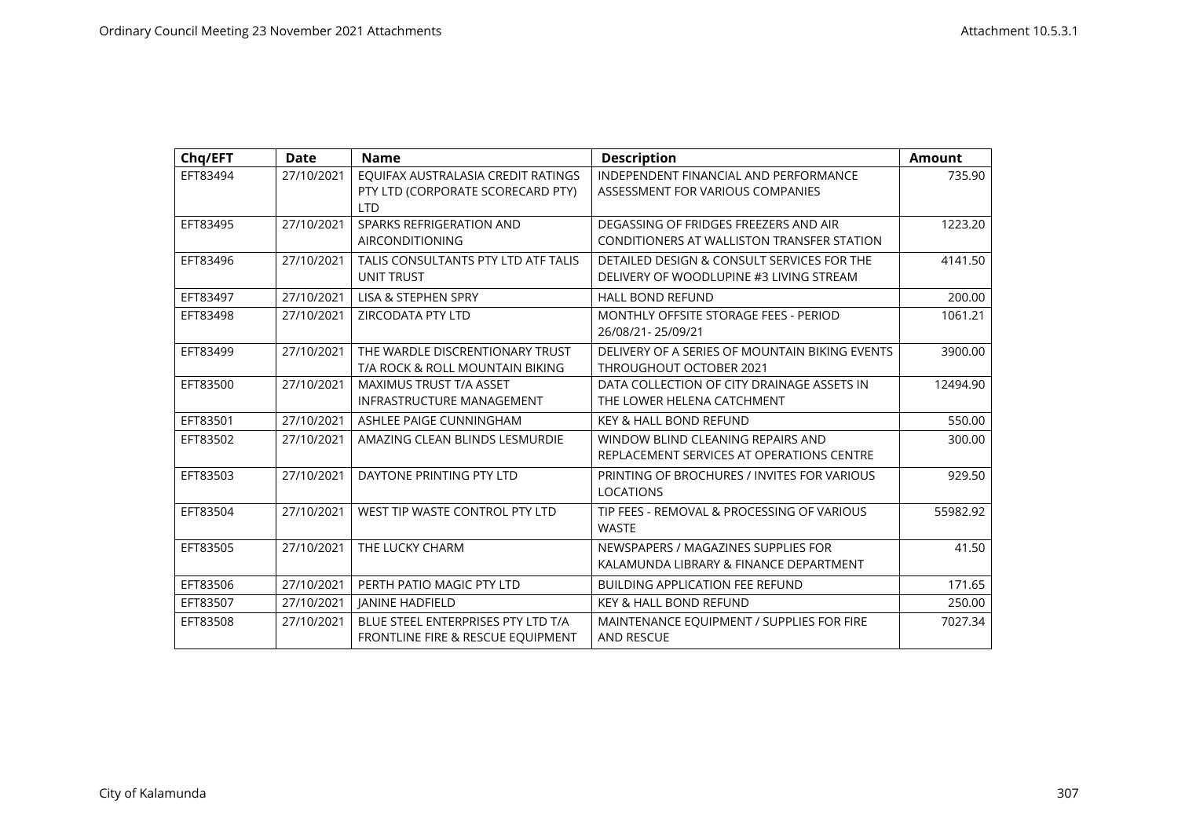| Chq/EFT | Date | Name | Description | Amount |
|---|---|---|---|---|
| EFT83494 | 27/10/2021 | EQUIFAX AUSTRALASIA CREDIT RATINGS PTY LTD (CORPORATE SCORECARD PTY) LTD | INDEPENDENT FINANCIAL AND PERFORMANCE ASSESSMENT FOR VARIOUS COMPANIES | 735.90 |
| EFT83495 | 27/10/2021 | SPARKS REFRIGERATION AND AIRCONDITIONING | DEGASSING OF FRIDGES FREEZERS AND AIR CONDITIONERS AT WALLISTON TRANSFER STATION | 1223.20 |
| EFT83496 | 27/10/2021 | TALIS CONSULTANTS PTY LTD ATF TALIS UNIT TRUST | DETAILED DESIGN & CONSULT SERVICES FOR THE DELIVERY OF WOODLUPINE #3 LIVING STREAM | 4141.50 |
| EFT83497 | 27/10/2021 | LISA & STEPHEN SPRY | HALL BOND REFUND | 200.00 |
| EFT83498 | 27/10/2021 | ZIRCODATA PTY LTD | MONTHLY OFFSITE STORAGE FEES - PERIOD 26/08/21- 25/09/21 | 1061.21 |
| EFT83499 | 27/10/2021 | THE WARDLE DISCRENTIONARY TRUST T/A ROCK & ROLL MOUNTAIN BIKING | DELIVERY OF A SERIES OF MOUNTAIN BIKING EVENTS THROUGHOUT OCTOBER 2021 | 3900.00 |
| EFT83500 | 27/10/2021 | MAXIMUS TRUST T/A ASSET INFRASTRUCTURE MANAGEMENT | DATA COLLECTION OF CITY DRAINAGE ASSETS IN THE LOWER HELENA CATCHMENT | 12494.90 |
| EFT83501 | 27/10/2021 | ASHLEE PAIGE CUNNINGHAM | KEY & HALL BOND REFUND | 550.00 |
| EFT83502 | 27/10/2021 | AMAZING CLEAN BLINDS LESMURDIE | WINDOW BLIND CLEANING REPAIRS AND REPLACEMENT SERVICES AT OPERATIONS CENTRE | 300.00 |
| EFT83503 | 27/10/2021 | DAYTONE PRINTING PTY LTD | PRINTING OF BROCHURES / INVITES FOR VARIOUS LOCATIONS | 929.50 |
| EFT83504 | 27/10/2021 | WEST TIP WASTE CONTROL PTY LTD | TIP FEES - REMOVAL & PROCESSING OF VARIOUS WASTE | 55982.92 |
| EFT83505 | 27/10/2021 | THE LUCKY CHARM | NEWSPAPERS / MAGAZINES SUPPLIES FOR KALAMUNDA LIBRARY & FINANCE DEPARTMENT | 41.50 |
| EFT83506 | 27/10/2021 | PERTH PATIO MAGIC PTY LTD | BUILDING APPLICATION FEE REFUND | 171.65 |
| EFT83507 | 27/10/2021 | JANINE HADFIELD | KEY & HALL BOND REFUND | 250.00 |
| EFT83508 | 27/10/2021 | BLUE STEEL ENTERPRISES PTY LTD T/A FRONTLINE FIRE & RESCUE EQUIPMENT | MAINTENANCE EQUIPMENT / SUPPLIES FOR FIRE AND RESCUE | 7027.34 |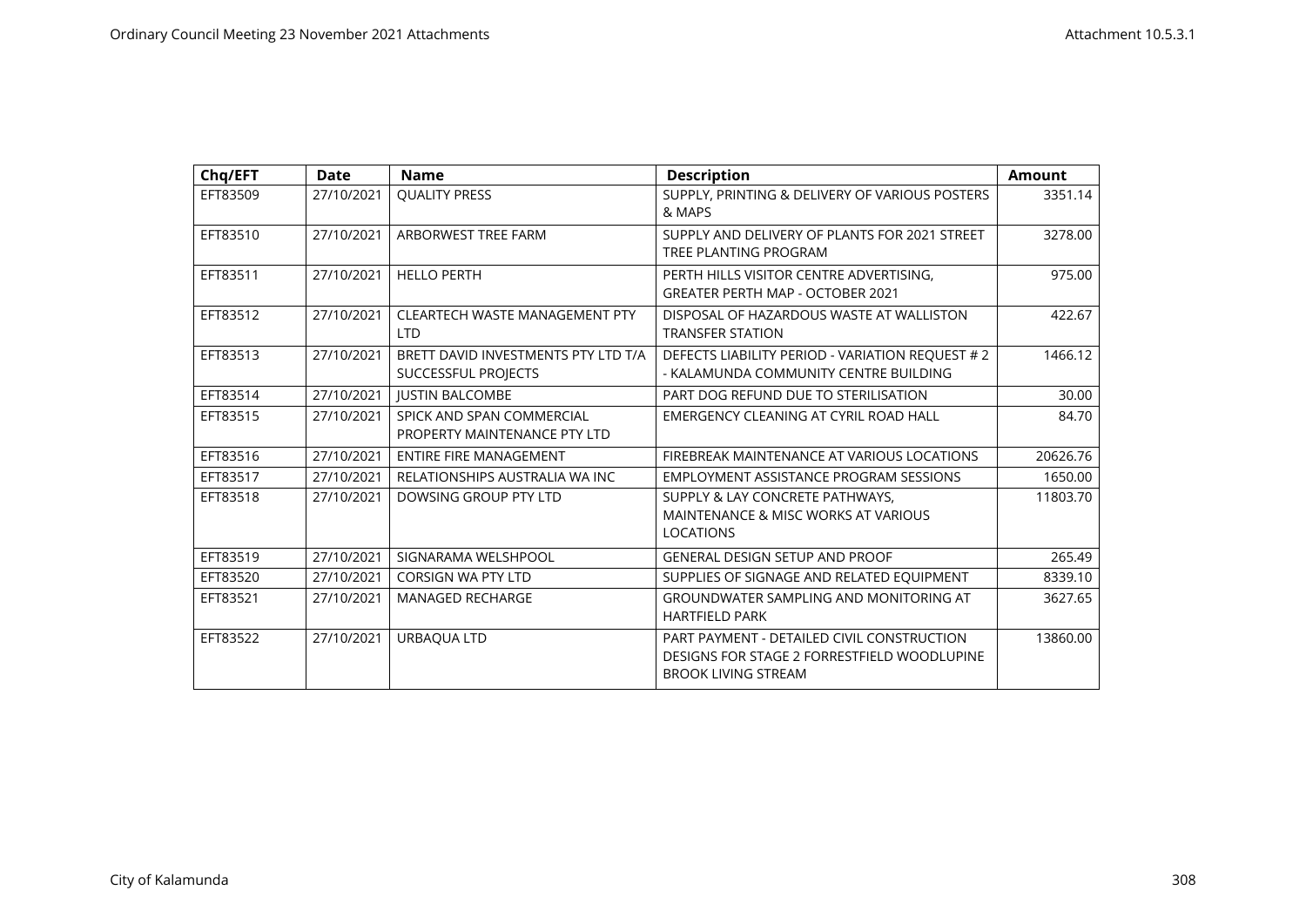| Chq/EFT | Date | Name | Description | Amount |
|---|---|---|---|---|
| EFT83509 | 27/10/2021 | QUALITY PRESS | SUPPLY, PRINTING & DELIVERY OF VARIOUS POSTERS & MAPS | 3351.14 |
| EFT83510 | 27/10/2021 | ARBORWEST TREE FARM | SUPPLY AND DELIVERY OF PLANTS FOR 2021 STREET TREE PLANTING PROGRAM | 3278.00 |
| EFT83511 | 27/10/2021 | HELLO PERTH | PERTH HILLS VISITOR CENTRE ADVERTISING, GREATER PERTH MAP - OCTOBER 2021 | 975.00 |
| EFT83512 | 27/10/2021 | CLEARTECH WASTE MANAGEMENT PTY LTD | DISPOSAL OF HAZARDOUS WASTE AT WALLISTON TRANSFER STATION | 422.67 |
| EFT83513 | 27/10/2021 | BRETT DAVID INVESTMENTS PTY LTD T/A SUCCESSFUL PROJECTS | DEFECTS LIABILITY PERIOD - VARIATION REQUEST # 2 - KALAMUNDA COMMUNITY CENTRE BUILDING | 1466.12 |
| EFT83514 | 27/10/2021 | JUSTIN BALCOMBE | PART DOG REFUND DUE TO STERILISATION | 30.00 |
| EFT83515 | 27/10/2021 | SPICK AND SPAN COMMERCIAL PROPERTY MAINTENANCE PTY LTD | EMERGENCY CLEANING AT CYRIL ROAD HALL | 84.70 |
| EFT83516 | 27/10/2021 | ENTIRE FIRE MANAGEMENT | FIREBREAK MAINTENANCE AT VARIOUS LOCATIONS | 20626.76 |
| EFT83517 | 27/10/2021 | RELATIONSHIPS AUSTRALIA WA INC | EMPLOYMENT ASSISTANCE PROGRAM SESSIONS | 1650.00 |
| EFT83518 | 27/10/2021 | DOWSING GROUP PTY LTD | SUPPLY & LAY CONCRETE PATHWAYS, MAINTENANCE & MISC WORKS AT VARIOUS LOCATIONS | 11803.70 |
| EFT83519 | 27/10/2021 | SIGNARAMA WELSHPOOL | GENERAL DESIGN SETUP AND PROOF | 265.49 |
| EFT83520 | 27/10/2021 | CORSIGN WA PTY LTD | SUPPLIES OF SIGNAGE AND RELATED EQUIPMENT | 8339.10 |
| EFT83521 | 27/10/2021 | MANAGED RECHARGE | GROUNDWATER SAMPLING AND MONITORING AT HARTFIELD PARK | 3627.65 |
| EFT83522 | 27/10/2021 | URBAQUA LTD | PART PAYMENT - DETAILED CIVIL CONSTRUCTION DESIGNS FOR STAGE 2 FORRESTFIELD WOODLUPINE BROOK LIVING STREAM | 13860.00 |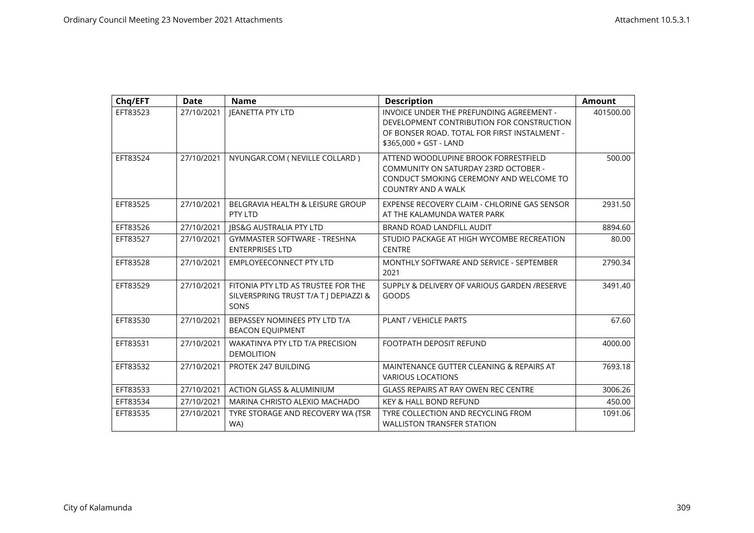| Chq/EFT | Date | Name | Description | Amount |
|---|---|---|---|---|
| EFT83523 | 27/10/2021 | JEANETTA PTY LTD | INVOICE UNDER THE PREFUNDING AGREEMENT - DEVELOPMENT CONTRIBUTION FOR CONSTRUCTION OF BONSER ROAD. TOTAL FOR FIRST INSTALMENT - $365,000 + GST - LAND | 401500.00 |
| EFT83524 | 27/10/2021 | NYUNGAR.COM ( NEVILLE COLLARD ) | ATTEND WOODLUPINE BROOK FORRESTFIELD COMMUNITY ON SATURDAY 23RD OCTOBER - CONDUCT SMOKING CEREMONY AND WELCOME TO COUNTRY AND A WALK | 500.00 |
| EFT83525 | 27/10/2021 | BELGRAVIA HEALTH & LEISURE GROUP PTY LTD | EXPENSE RECOVERY CLAIM - CHLORINE GAS SENSOR AT THE KALAMUNDA WATER PARK | 2931.50 |
| EFT83526 | 27/10/2021 | JBS&G AUSTRALIA PTY LTD | BRAND ROAD LANDFILL AUDIT | 8894.60 |
| EFT83527 | 27/10/2021 | GYMMASTER SOFTWARE - TRESHNA ENTERPRISES LTD | STUDIO PACKAGE AT HIGH WYCOMBE RECREATION CENTRE | 80.00 |
| EFT83528 | 27/10/2021 | EMPLOYEECONNECT PTY LTD | MONTHLY SOFTWARE AND SERVICE - SEPTEMBER 2021 | 2790.34 |
| EFT83529 | 27/10/2021 | FITONIA PTY LTD AS TRUSTEE FOR THE SILVERSPRING TRUST T/A T J DEPIAZZI & SONS | SUPPLY & DELIVERY OF VARIOUS GARDEN /RESERVE GOODS | 3491.40 |
| EFT83530 | 27/10/2021 | BEPASSEY NOMINEES PTY LTD T/A BEACON EQUIPMENT | PLANT / VEHICLE PARTS | 67.60 |
| EFT83531 | 27/10/2021 | WAKATINYA PTY LTD T/A PRECISION DEMOLITION | FOOTPATH DEPOSIT REFUND | 4000.00 |
| EFT83532 | 27/10/2021 | PROTEK 247 BUILDING | MAINTENANCE GUTTER CLEANING & REPAIRS AT VARIOUS LOCATIONS | 7693.18 |
| EFT83533 | 27/10/2021 | ACTION GLASS & ALUMINIUM | GLASS REPAIRS AT RAY OWEN REC CENTRE | 3006.26 |
| EFT83534 | 27/10/2021 | MARINA CHRISTO ALEXIO MACHADO | KEY & HALL BOND REFUND | 450.00 |
| EFT83535 | 27/10/2021 | TYRE STORAGE AND RECOVERY WA (TSR WA) | TYRE COLLECTION AND RECYCLING FROM WALLISTON TRANSFER STATION | 1091.06 |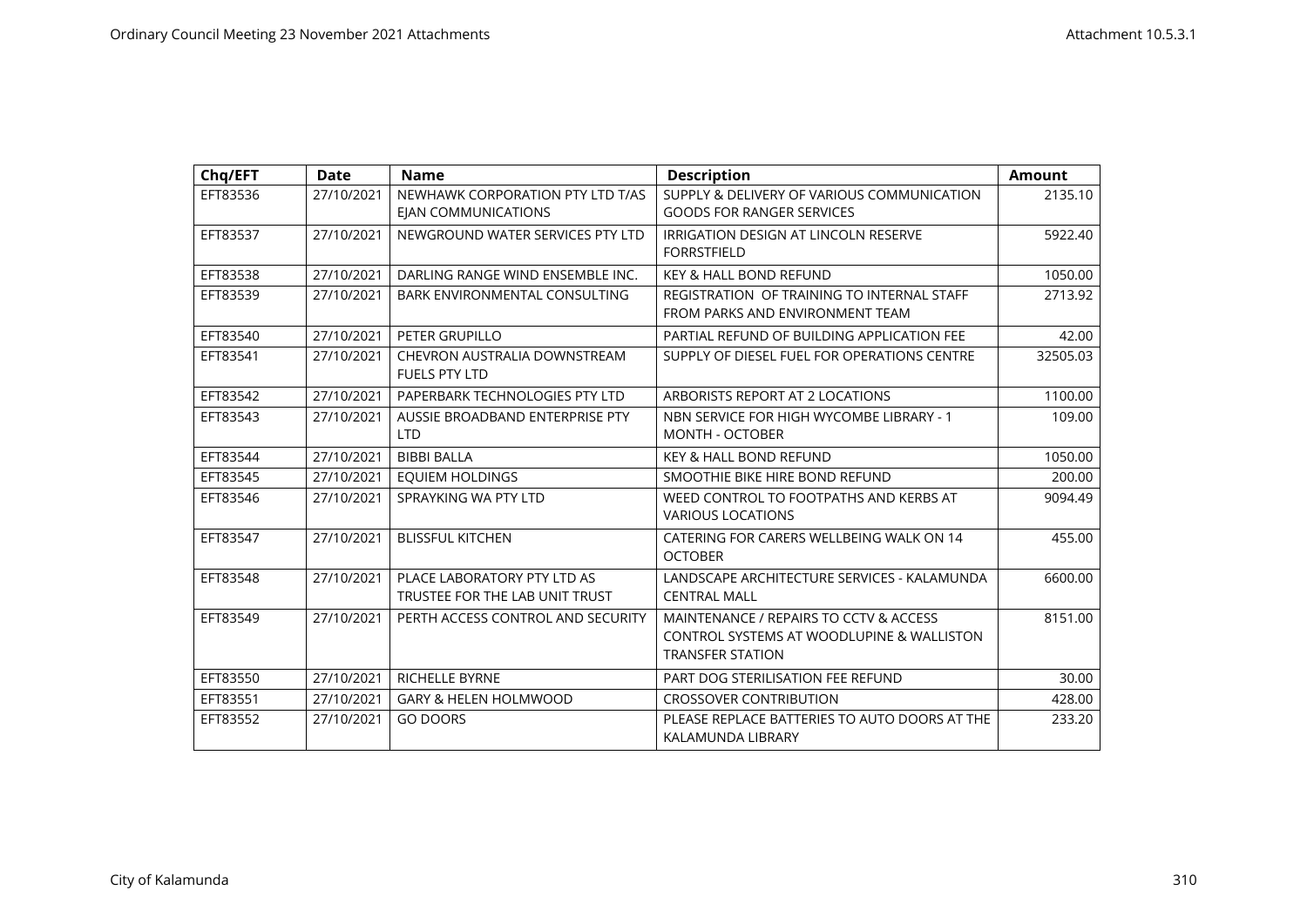| Chq/EFT | Date | Name | Description | Amount |
|---|---|---|---|---|
| EFT83536 | 27/10/2021 | NEWHAWK CORPORATION PTY LTD T/AS EJAN COMMUNICATIONS | SUPPLY & DELIVERY OF VARIOUS COMMUNICATION GOODS FOR RANGER SERVICES | 2135.10 |
| EFT83537 | 27/10/2021 | NEWGROUND WATER SERVICES PTY LTD | IRRIGATION DESIGN AT LINCOLN RESERVE FORRSTFIELD | 5922.40 |
| EFT83538 | 27/10/2021 | DARLING RANGE WIND ENSEMBLE INC. | KEY & HALL BOND REFUND | 1050.00 |
| EFT83539 | 27/10/2021 | BARK ENVIRONMENTAL CONSULTING | REGISTRATION OF TRAINING TO INTERNAL STAFF FROM PARKS AND ENVIRONMENT TEAM | 2713.92 |
| EFT83540 | 27/10/2021 | PETER GRUPILLO | PARTIAL REFUND OF BUILDING APPLICATION FEE | 42.00 |
| EFT83541 | 27/10/2021 | CHEVRON AUSTRALIA DOWNSTREAM FUELS PTY LTD | SUPPLY OF DIESEL FUEL FOR OPERATIONS CENTRE | 32505.03 |
| EFT83542 | 27/10/2021 | PAPERBARK TECHNOLOGIES PTY LTD | ARBORISTS REPORT AT 2 LOCATIONS | 1100.00 |
| EFT83543 | 27/10/2021 | AUSSIE BROADBAND ENTERPRISE PTY LTD | NBN SERVICE FOR HIGH WYCOMBE LIBRARY - 1 MONTH - OCTOBER | 109.00 |
| EFT83544 | 27/10/2021 | BIBBI BALLA | KEY & HALL BOND REFUND | 1050.00 |
| EFT83545 | 27/10/2021 | EQUIEM HOLDINGS | SMOOTHIE BIKE HIRE BOND REFUND | 200.00 |
| EFT83546 | 27/10/2021 | SPRAYKING WA PTY LTD | WEED CONTROL TO FOOTPATHS AND KERBS AT VARIOUS LOCATIONS | 9094.49 |
| EFT83547 | 27/10/2021 | BLISSFUL KITCHEN | CATERING FOR CARERS WELLBEING WALK ON 14 OCTOBER | 455.00 |
| EFT83548 | 27/10/2021 | PLACE LABORATORY PTY LTD AS TRUSTEE FOR THE LAB UNIT TRUST | LANDSCAPE ARCHITECTURE SERVICES - KALAMUNDA CENTRAL MALL | 6600.00 |
| EFT83549 | 27/10/2021 | PERTH ACCESS CONTROL AND SECURITY | MAINTENANCE / REPAIRS TO CCTV & ACCESS CONTROL SYSTEMS AT WOODLUPINE & WALLISTON TRANSFER STATION | 8151.00 |
| EFT83550 | 27/10/2021 | RICHELLE BYRNE | PART DOG STERILISATION FEE REFUND | 30.00 |
| EFT83551 | 27/10/2021 | GARY & HELEN HOLMWOOD | CROSSOVER CONTRIBUTION | 428.00 |
| EFT83552 | 27/10/2021 | GO DOORS | PLEASE REPLACE BATTERIES TO AUTO DOORS AT THE KALAMUNDA LIBRARY | 233.20 |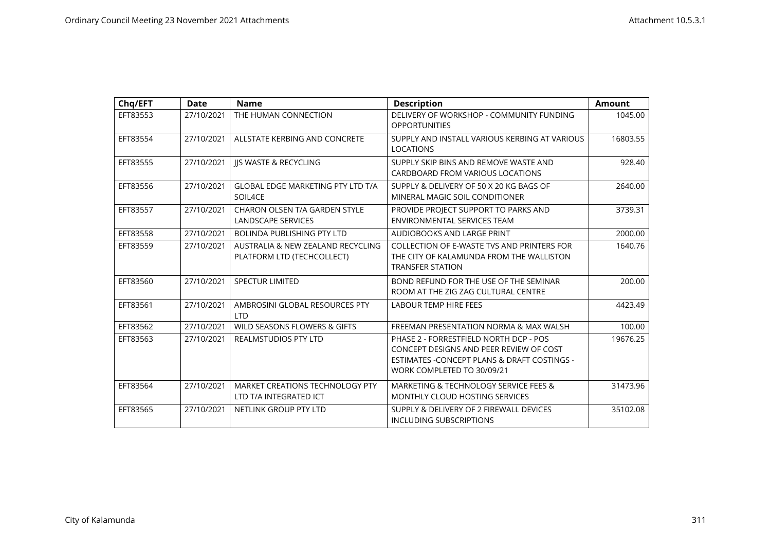| Chq/EFT | Date | Name | Description | Amount |
|---|---|---|---|---|
| EFT83553 | 27/10/2021 | THE HUMAN CONNECTION | DELIVERY OF WORKSHOP - COMMUNITY FUNDING OPPORTUNITIES | 1045.00 |
| EFT83554 | 27/10/2021 | ALLSTATE KERBING AND CONCRETE | SUPPLY AND INSTALL VARIOUS KERBING AT VARIOUS LOCATIONS | 16803.55 |
| EFT83555 | 27/10/2021 | JJS WASTE & RECYCLING | SUPPLY SKIP BINS AND REMOVE WASTE AND CARDBOARD FROM VARIOUS LOCATIONS | 928.40 |
| EFT83556 | 27/10/2021 | GLOBAL EDGE MARKETING PTY LTD T/A SOIL4CE | SUPPLY & DELIVERY OF 50 X 20 KG BAGS OF MINERAL MAGIC SOIL CONDITIONER | 2640.00 |
| EFT83557 | 27/10/2021 | CHARON OLSEN T/A GARDEN STYLE LANDSCAPE SERVICES | PROVIDE PROJECT SUPPORT TO PARKS AND ENVIRONMENTAL SERVICES TEAM | 3739.31 |
| EFT83558 | 27/10/2021 | BOLINDA PUBLISHING PTY LTD | AUDIOBOOKS AND LARGE PRINT | 2000.00 |
| EFT83559 | 27/10/2021 | AUSTRALIA & NEW ZEALAND RECYCLING PLATFORM LTD (TECHCOLLECT) | COLLECTION OF E-WASTE TVS AND PRINTERS FOR THE CITY OF KALAMUNDA FROM THE WALLISTON TRANSFER STATION | 1640.76 |
| EFT83560 | 27/10/2021 | SPECTUR LIMITED | BOND REFUND FOR THE USE OF THE SEMINAR ROOM AT THE ZIG ZAG CULTURAL CENTRE | 200.00 |
| EFT83561 | 27/10/2021 | AMBROSINI GLOBAL RESOURCES PTY LTD | LABOUR TEMP HIRE FEES | 4423.49 |
| EFT83562 | 27/10/2021 | WILD SEASONS FLOWERS & GIFTS | FREEMAN PRESENTATION NORMA & MAX WALSH | 100.00 |
| EFT83563 | 27/10/2021 | REALMSTUDIOS PTY LTD | PHASE 2 - FORRESTFIELD NORTH DCP - POS CONCEPT DESIGNS AND PEER REVIEW OF COST ESTIMATES -CONCEPT PLANS & DRAFT COSTINGS - WORK COMPLETED TO 30/09/21 | 19676.25 |
| EFT83564 | 27/10/2021 | MARKET CREATIONS TECHNOLOGY PTY LTD T/A INTEGRATED ICT | MARKETING & TECHNOLOGY SERVICE FEES & MONTHLY CLOUD HOSTING SERVICES | 31473.96 |
| EFT83565 | 27/10/2021 | NETLINK GROUP PTY LTD | SUPPLY & DELIVERY OF 2 FIREWALL DEVICES INCLUDING SUBSCRIPTIONS | 35102.08 |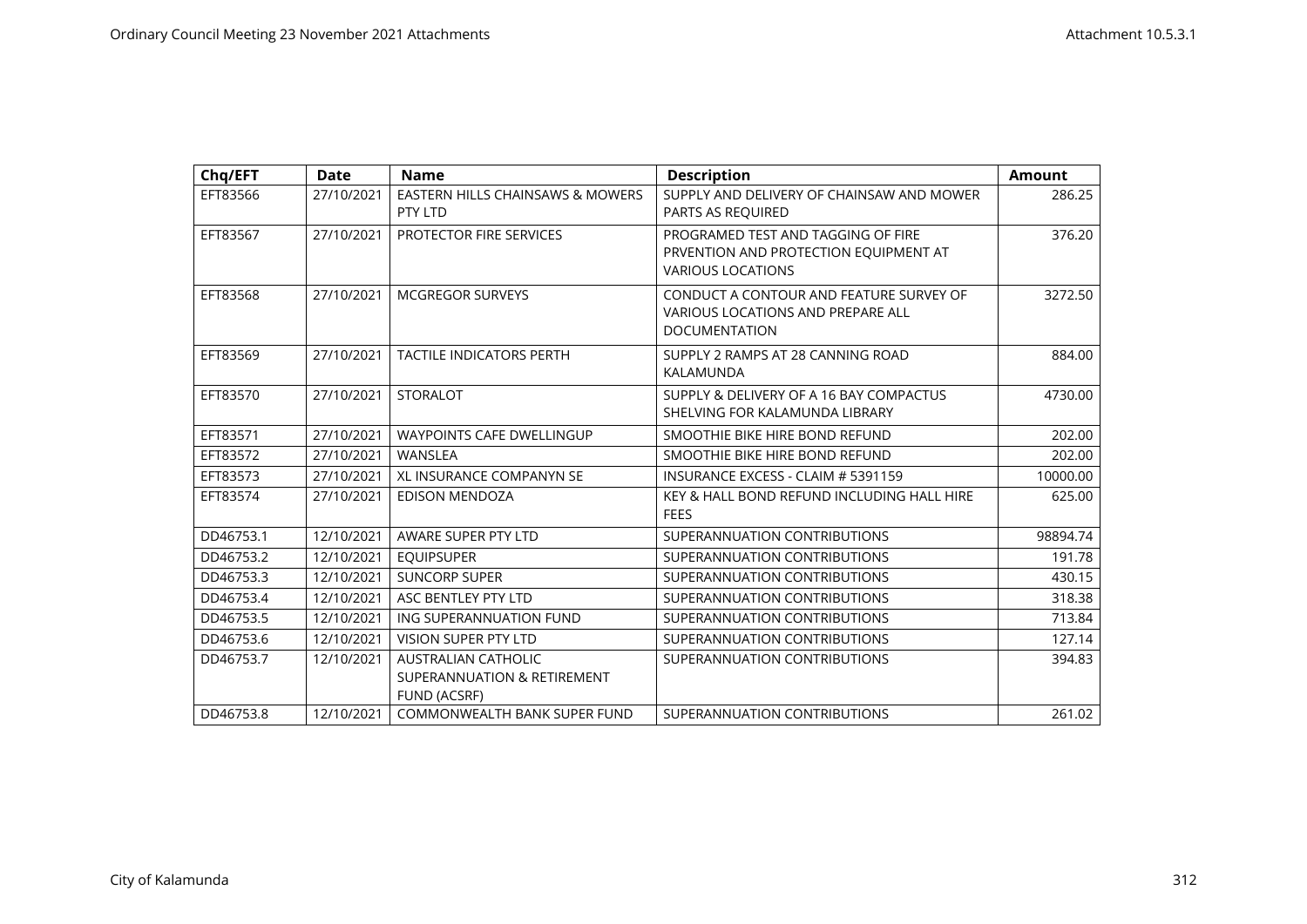| Chq/EFT | Date | Name | Description | Amount |
|---|---|---|---|---|
| EFT83566 | 27/10/2021 | EASTERN HILLS CHAINSAWS & MOWERS PTY LTD | SUPPLY AND DELIVERY OF CHAINSAW AND MOWER PARTS AS REQUIRED | 286.25 |
| EFT83567 | 27/10/2021 | PROTECTOR FIRE SERVICES | PROGRAMED TEST AND TAGGING OF FIRE PRVENTION AND PROTECTION EQUIPMENT AT VARIOUS LOCATIONS | 376.20 |
| EFT83568 | 27/10/2021 | MCGREGOR SURVEYS | CONDUCT A CONTOUR AND FEATURE SURVEY OF VARIOUS LOCATIONS AND PREPARE ALL DOCUMENTATION | 3272.50 |
| EFT83569 | 27/10/2021 | TACTILE INDICATORS PERTH | SUPPLY 2 RAMPS AT 28 CANNING ROAD KALAMUNDA | 884.00 |
| EFT83570 | 27/10/2021 | STORALOT | SUPPLY & DELIVERY OF A 16 BAY COMPACTUS SHELVING FOR KALAMUNDA LIBRARY | 4730.00 |
| EFT83571 | 27/10/2021 | WAYPOINTS CAFE DWELLINGUP | SMOOTHIE BIKE HIRE BOND REFUND | 202.00 |
| EFT83572 | 27/10/2021 | WANSLEA | SMOOTHIE BIKE HIRE BOND REFUND | 202.00 |
| EFT83573 | 27/10/2021 | XL INSURANCE COMPANYN SE | INSURANCE EXCESS - CLAIM # 5391159 | 10000.00 |
| EFT83574 | 27/10/2021 | EDISON MENDOZA | KEY & HALL BOND REFUND INCLUDING HALL HIRE FEES | 625.00 |
| DD46753.1 | 12/10/2021 | AWARE SUPER PTY LTD | SUPERANNUATION CONTRIBUTIONS | 98894.74 |
| DD46753.2 | 12/10/2021 | EQUIPSUPER | SUPERANNUATION CONTRIBUTIONS | 191.78 |
| DD46753.3 | 12/10/2021 | SUNCORP SUPER | SUPERANNUATION CONTRIBUTIONS | 430.15 |
| DD46753.4 | 12/10/2021 | ASC BENTLEY PTY LTD | SUPERANNUATION CONTRIBUTIONS | 318.38 |
| DD46753.5 | 12/10/2021 | ING SUPERANNUATION FUND | SUPERANNUATION CONTRIBUTIONS | 713.84 |
| DD46753.6 | 12/10/2021 | VISION SUPER PTY LTD | SUPERANNUATION CONTRIBUTIONS | 127.14 |
| DD46753.7 | 12/10/2021 | AUSTRALIAN CATHOLIC SUPERANNUATION & RETIREMENT FUND (ACSRF) | SUPERANNUATION CONTRIBUTIONS | 394.83 |
| DD46753.8 | 12/10/2021 | COMMONWEALTH BANK SUPER FUND | SUPERANNUATION CONTRIBUTIONS | 261.02 |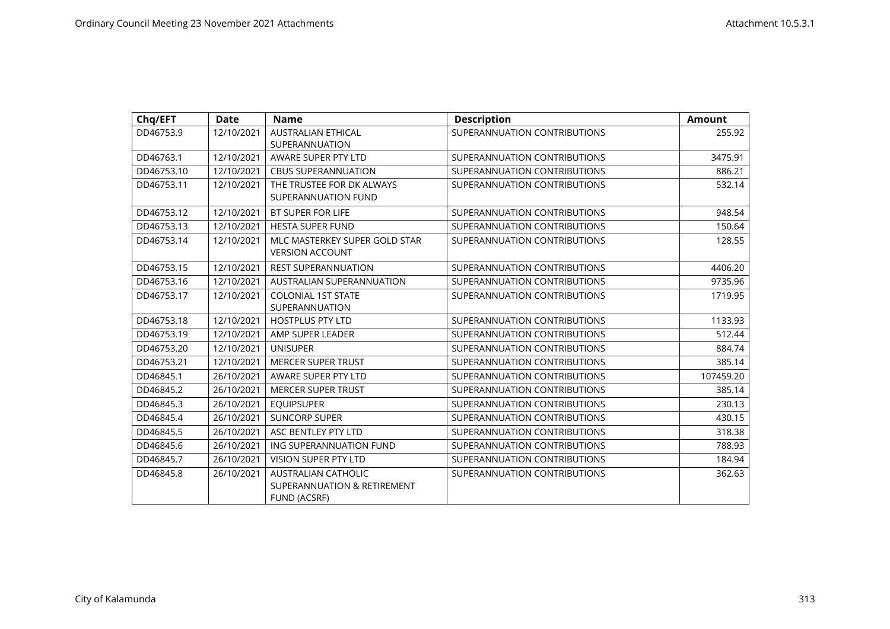| Chq/EFT | Date | Name | Description | Amount |
|---|---|---|---|---|
| DD46753.9 | 12/10/2021 | AUSTRALIAN ETHICAL SUPERANNUATION | SUPERANNUATION CONTRIBUTIONS | 255.92 |
| DD46763.1 | 12/10/2021 | AWARE SUPER PTY LTD | SUPERANNUATION CONTRIBUTIONS | 3475.91 |
| DD46753.10 | 12/10/2021 | CBUS SUPERANNUATION | SUPERANNUATION CONTRIBUTIONS | 886.21 |
| DD46753.11 | 12/10/2021 | THE TRUSTEE FOR DK ALWAYS SUPERANNUATION FUND | SUPERANNUATION CONTRIBUTIONS | 532.14 |
| DD46753.12 | 12/10/2021 | BT SUPER FOR LIFE | SUPERANNUATION CONTRIBUTIONS | 948.54 |
| DD46753.13 | 12/10/2021 | HESTA SUPER FUND | SUPERANNUATION CONTRIBUTIONS | 150.64 |
| DD46753.14 | 12/10/2021 | MLC MASTERKEY SUPER GOLD STAR VERSION ACCOUNT | SUPERANNUATION CONTRIBUTIONS | 128.55 |
| DD46753.15 | 12/10/2021 | REST SUPERANNUATION | SUPERANNUATION CONTRIBUTIONS | 4406.20 |
| DD46753.16 | 12/10/2021 | AUSTRALIAN SUPERANNUATION | SUPERANNUATION CONTRIBUTIONS | 9735.96 |
| DD46753.17 | 12/10/2021 | COLONIAL 1ST STATE SUPERANNUATION | SUPERANNUATION CONTRIBUTIONS | 1719.95 |
| DD46753.18 | 12/10/2021 | HOSTPLUS PTY LTD | SUPERANNUATION CONTRIBUTIONS | 1133.93 |
| DD46753.19 | 12/10/2021 | AMP SUPER LEADER | SUPERANNUATION CONTRIBUTIONS | 512.44 |
| DD46753.20 | 12/10/2021 | UNISUPER | SUPERANNUATION CONTRIBUTIONS | 884.74 |
| DD46753.21 | 12/10/2021 | MERCER SUPER TRUST | SUPERANNUATION CONTRIBUTIONS | 385.14 |
| DD46845.1 | 26/10/2021 | AWARE SUPER PTY LTD | SUPERANNUATION CONTRIBUTIONS | 107459.20 |
| DD46845.2 | 26/10/2021 | MERCER SUPER TRUST | SUPERANNUATION CONTRIBUTIONS | 385.14 |
| DD46845.3 | 26/10/2021 | EQUIPSUPER | SUPERANNUATION CONTRIBUTIONS | 230.13 |
| DD46845.4 | 26/10/2021 | SUNCORP SUPER | SUPERANNUATION CONTRIBUTIONS | 430.15 |
| DD46845.5 | 26/10/2021 | ASC BENTLEY PTY LTD | SUPERANNUATION CONTRIBUTIONS | 318.38 |
| DD46845.6 | 26/10/2021 | ING SUPERANNUATION FUND | SUPERANNUATION CONTRIBUTIONS | 788.93 |
| DD46845.7 | 26/10/2021 | VISION SUPER PTY LTD | SUPERANNUATION CONTRIBUTIONS | 184.94 |
| DD46845.8 | 26/10/2021 | AUSTRALIAN CATHOLIC SUPERANNUATION & RETIREMENT FUND (ACSRF) | SUPERANNUATION CONTRIBUTIONS | 362.63 |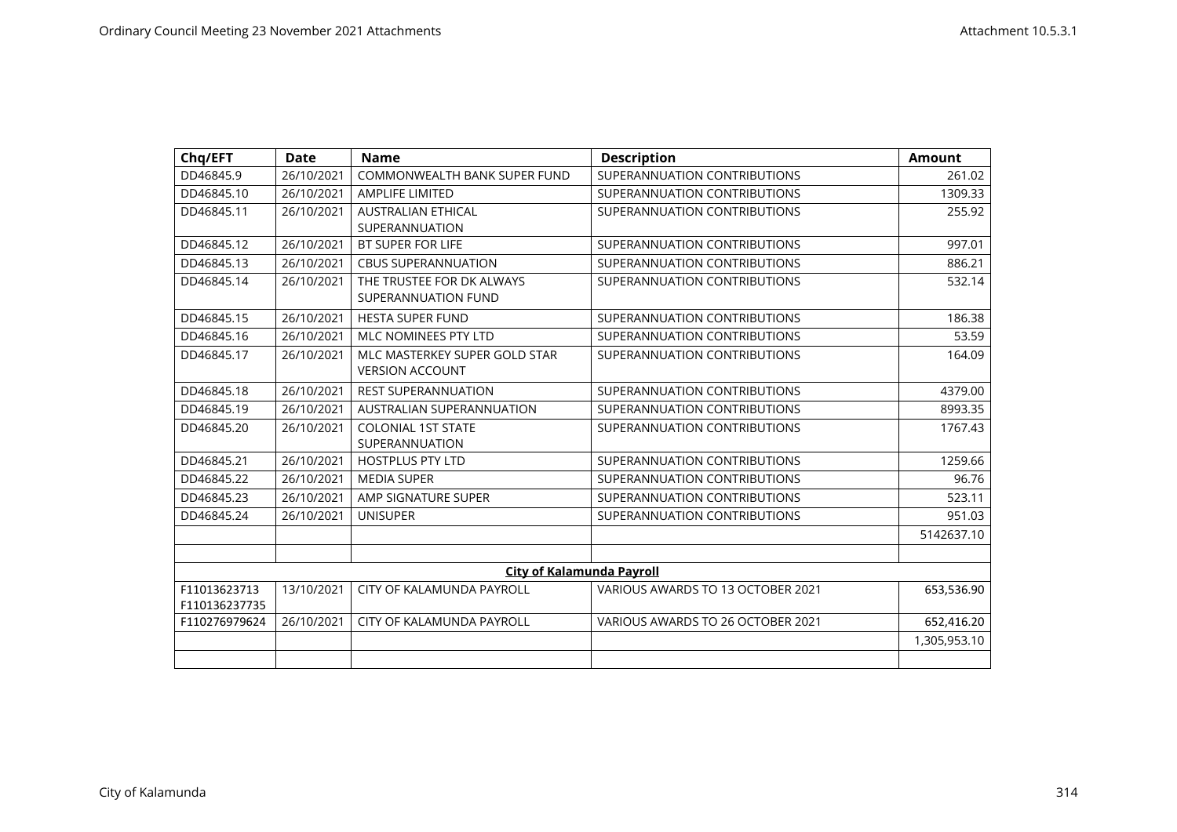| Chq/EFT | Date | Name | Description | Amount |
|---|---|---|---|---|
| DD46845.9 | 26/10/2021 | COMMONWEALTH BANK SUPER FUND | SUPERANNUATION CONTRIBUTIONS | 261.02 |
| DD46845.10 | 26/10/2021 | AMPLIFE LIMITED | SUPERANNUATION CONTRIBUTIONS | 1309.33 |
| DD46845.11 | 26/10/2021 | AUSTRALIAN ETHICAL SUPERANNUATION | SUPERANNUATION CONTRIBUTIONS | 255.92 |
| DD46845.12 | 26/10/2021 | BT SUPER FOR LIFE | SUPERANNUATION CONTRIBUTIONS | 997.01 |
| DD46845.13 | 26/10/2021 | CBUS SUPERANNUATION | SUPERANNUATION CONTRIBUTIONS | 886.21 |
| DD46845.14 | 26/10/2021 | THE TRUSTEE FOR DK ALWAYS SUPERANNUATION FUND | SUPERANNUATION CONTRIBUTIONS | 532.14 |
| DD46845.15 | 26/10/2021 | HESTA SUPER FUND | SUPERANNUATION CONTRIBUTIONS | 186.38 |
| DD46845.16 | 26/10/2021 | MLC NOMINEES PTY LTD | SUPERANNUATION CONTRIBUTIONS | 53.59 |
| DD46845.17 | 26/10/2021 | MLC MASTERKEY SUPER GOLD STAR VERSION ACCOUNT | SUPERANNUATION CONTRIBUTIONS | 164.09 |
| DD46845.18 | 26/10/2021 | REST SUPERANNUATION | SUPERANNUATION CONTRIBUTIONS | 4379.00 |
| DD46845.19 | 26/10/2021 | AUSTRALIAN SUPERANNUATION | SUPERANNUATION CONTRIBUTIONS | 8993.35 |
| DD46845.20 | 26/10/2021 | COLONIAL 1ST STATE SUPERANNUATION | SUPERANNUATION CONTRIBUTIONS | 1767.43 |
| DD46845.21 | 26/10/2021 | HOSTPLUS PTY LTD | SUPERANNUATION CONTRIBUTIONS | 1259.66 |
| DD46845.22 | 26/10/2021 | MEDIA SUPER | SUPERANNUATION CONTRIBUTIONS | 96.76 |
| DD46845.23 | 26/10/2021 | AMP SIGNATURE SUPER | SUPERANNUATION CONTRIBUTIONS | 523.11 |
| DD46845.24 | 26/10/2021 | UNISUPER | SUPERANNUATION CONTRIBUTIONS | 951.03 |
| | | | | 5142637.10 |
| | | | | |
| **City of Kalamunda Payroll** | | | | |
| F11013623713 F110136237735 | 13/10/2021 | CITY OF KALAMUNDA PAYROLL | VARIOUS AWARDS TO 13 OCTOBER 2021 | 653,536.90 |
| F110276979624 | 26/10/2021 | CITY OF KALAMUNDA PAYROLL | VARIOUS AWARDS TO 26 OCTOBER 2021 | 652,416.20 |
| | | | | 1,305,953.10 |
| | | | | |